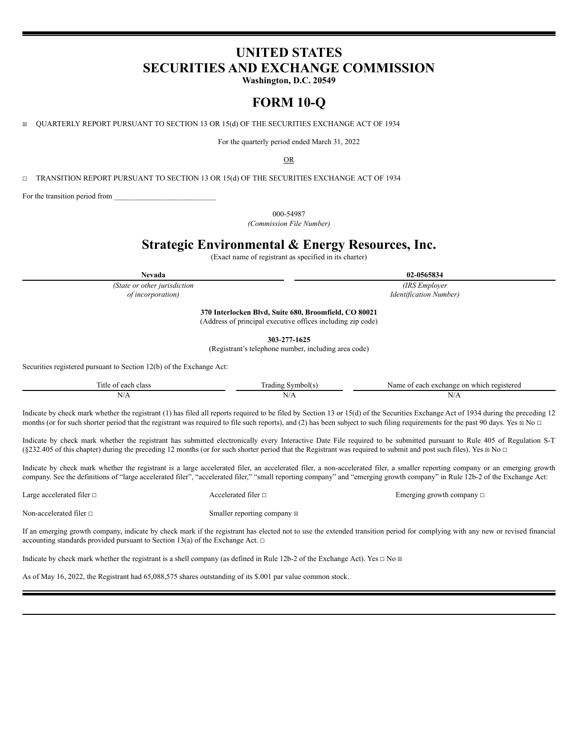# UNITED STATES SECURITIES AND EXCHANGE COMMISSION

**Washington, D.C. 20549**

# FORM 10-Q

☒ QUARTERLY REPORT PURSUANT TO SECTION 13 OR 15(d) OF THE SECURITIES EXCHANGE ACT OF 1934

For the quarterly period ended March 31, 2022

OR

☐ TRANSITION REPORT PURSUANT TO SECTION 13 OR 15(d) OF THE SECURITIES EXCHANGE ACT OF 1934

For the transition period from ___________________________

000-54987
*(Commission File Number)*

# Strategic Environmental & Energy Resources, Inc.

(Exact name of registrant as specified in its charter)

| **Nevada** | **02-0565834** |
|---|---|
| *(State or other jurisdiction of incorporation)* | *(IRS Employer Identification Number)* |

**370 Interlocken Blvd, Suite 680, Broomfield, CO 80021**
(Address of principal executive offices including zip code)

**303-277-1625**
(Registrant's telephone number, including area code)

Securities registered pursuant to Section 12(b) of the Exchange Act:

| Title of each class | Trading Symbol(s) | Name of each exchange on which registered |
|---|---|---|
| N/A | N/A | N/A |

Indicate by check mark whether the registrant (1) has filed all reports required to be filed by Section 13 or 15(d) of the Securities Exchange Act of 1934 during the preceding 12 months (or for such shorter period that the registrant was required to file such reports), and (2) has been subject to such filing requirements for the past 90 days. Yes ☒ No ☐

Indicate by check mark whether the registrant has submitted electronically every Interactive Date File required to be submitted pursuant to Rule 405 of Regulation S-T (§232.405 of this chapter) during the preceding 12 months (or for such shorter period that the Registrant was required to submit and post such files). Yes ☒ No ☐

Indicate by check mark whether the registrant is a large accelerated filer, an accelerated filer, a non-accelerated filer, a smaller reporting company or an emerging growth company. See the definitions of "large accelerated filer", "accelerated filer," "small reporting company" and "emerging growth company" in Rule 12b-2 of the Exchange Act:

Large accelerated filer ☐ Accelerated filer ☐ Emerging growth company ☐

Non-accelerated filer ☐ Smaller reporting company ☒

If an emerging growth company, indicate by check mark if the registrant has elected not to use the extended transition period for complying with any new or revised financial accounting standards provided pursuant to Section 13(a) of the Exchange Act. ☐

Indicate by check mark whether the registrant is a shell company (as defined in Rule 12b-2 of the Exchange Act). Yes ☐ No ☒

As of May 16, 2022, the Registrant had 65,088,575 shares outstanding of its $.001 par value common stock.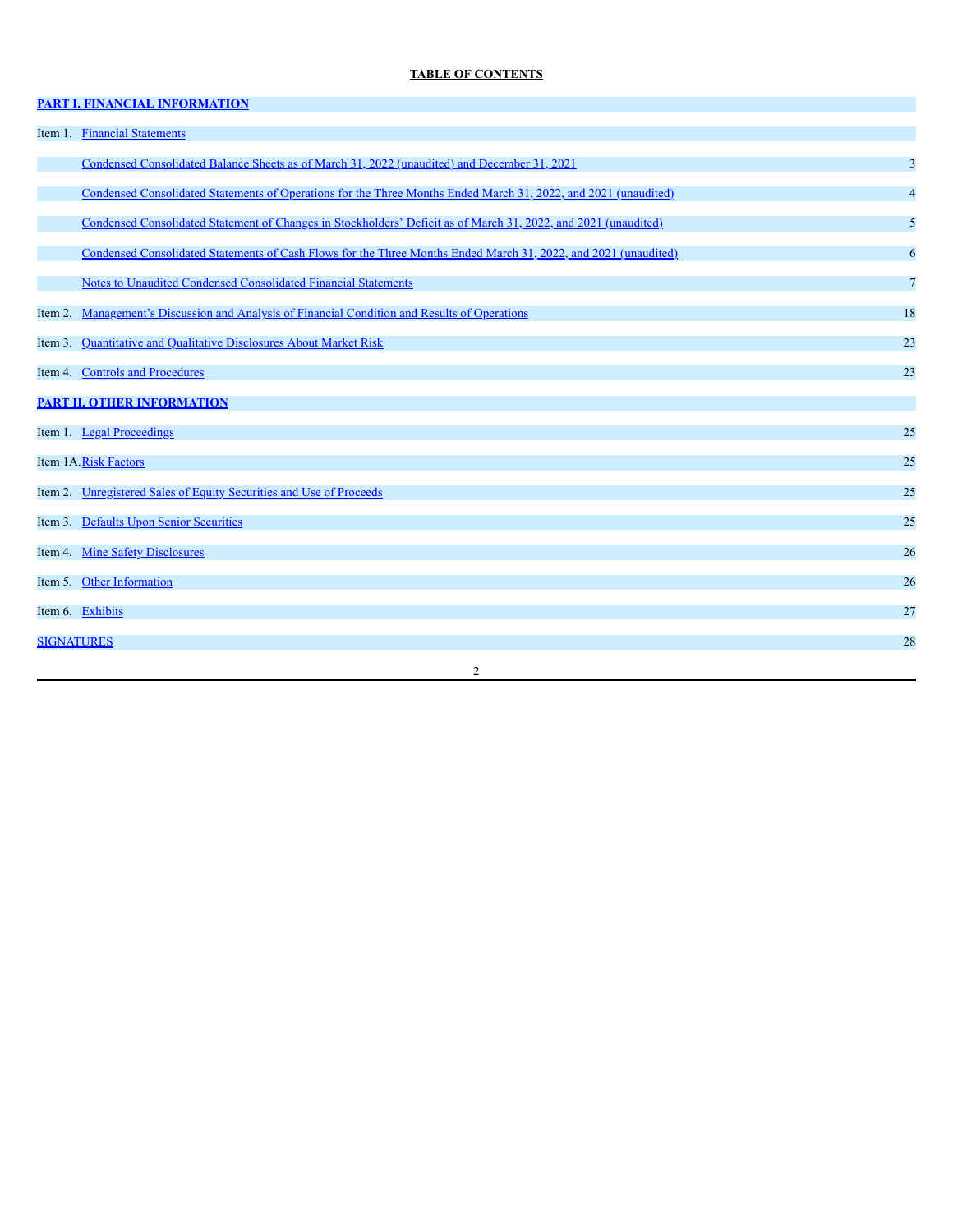**TABLE OF CONTENTS**

| | | |
|---|---|---|
| **PART I. FINANCIAL INFORMATION** | | |
| Item 1. | Financial Statements | |
| | Condensed Consolidated Balance Sheets as of March 31, 2022 (unaudited) and December 31, 2021 | 3 |
| | Condensed Consolidated Statements of Operations for the Three Months Ended March 31, 2022, and 2021 (unaudited) | 4 |
| | Condensed Consolidated Statement of Changes in Stockholders' Deficit as of March 31, 2022, and 2021 (unaudited) | 5 |
| | Condensed Consolidated Statements of Cash Flows for the Three Months Ended March 31, 2022, and 2021 (unaudited) | 6 |
| | Notes to Unaudited Condensed Consolidated Financial Statements | 7 |
| Item 2. | Management's Discussion and Analysis of Financial Condition and Results of Operations | 18 |
| Item 3. | Quantitative and Qualitative Disclosures About Market Risk | 23 |
| Item 4. | Controls and Procedures | 23 |
| **PART II. OTHER INFORMATION** | | |
| Item 1. | Legal Proceedings | 25 |
| Item 1A. | Risk Factors | 25 |
| Item 2. | Unregistered Sales of Equity Securities and Use of Proceeds | 25 |
| Item 3. | Defaults Upon Senior Securities | 25 |
| Item 4. | Mine Safety Disclosures | 26 |
| Item 5. | Other Information | 26 |
| Item 6. | Exhibits | 27 |
| SIGNATURES | | 28 |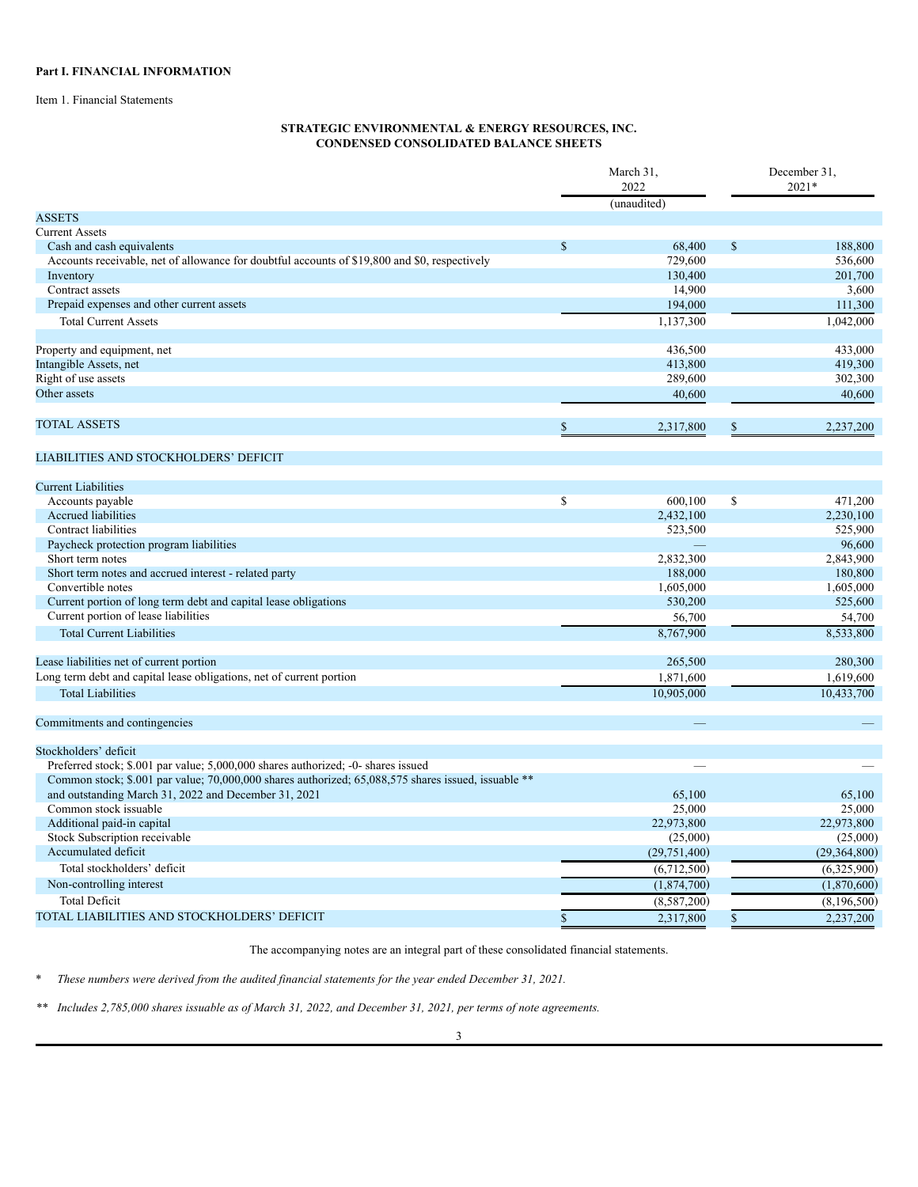**Part I. FINANCIAL INFORMATION**

Item 1. Financial Statements

**STRATEGIC ENVIRONMENTAL & ENERGY RESOURCES, INC.**
**CONDENSED CONSOLIDATED BALANCE SHEETS**

| | March 31, 2022 (unaudited) | December 31, 2021* |
|---|---|---|
| ASSETS | | |
| Current Assets | | |
| Cash and cash equivalents | $ 68,400 | $ 188,800 |
| Accounts receivable, net of allowance for doubtful accounts of $19,800 and $0, respectively | 729,600 | 536,600 |
| Inventory | 130,400 | 201,700 |
| Contract assets | 14,900 | 3,600 |
| Prepaid expenses and other current assets | 194,000 | 111,300 |
| Total Current Assets | 1,137,300 | 1,042,000 |
| | | |
| Property and equipment, net | 436,500 | 433,000 |
| Intangible Assets, net | 413,800 | 419,300 |
| Right of use assets | 289,600 | 302,300 |
| Other assets | 40,600 | 40,600 |
| | | |
| TOTAL ASSETS | $ 2,317,800 | $ 2,237,200 |
| | | |
| LIABILITIES AND STOCKHOLDERS' DEFICIT | | |
| | | |
| Current Liabilities | | |
| Accounts payable | $ 600,100 | $ 471,200 |
| Accrued liabilities | 2,432,100 | 2,230,100 |
| Contract liabilities | 523,500 | 525,900 |
| Paycheck protection program liabilities | — | 96,600 |
| Short term notes | 2,832,300 | 2,843,900 |
| Short term notes and accrued interest - related party | 188,000 | 180,800 |
| Convertible notes | 1,605,000 | 1,605,000 |
| Current portion of long term debt and capital lease obligations | 530,200 | 525,600 |
| Current portion of lease liabilities | 56,700 | 54,700 |
| Total Current Liabilities | 8,767,900 | 8,533,800 |
| | | |
| Lease liabilities net of current portion | 265,500 | 280,300 |
| Long term debt and capital lease obligations, net of current portion | 1,871,600 | 1,619,600 |
| Total Liabilities | 10,905,000 | 10,433,700 |
| | | |
| Commitments and contingencies | — | — |
| | | |
| Stockholders' deficit | | |
| Preferred stock; $.001 par value; 5,000,000 shares authorized; -0- shares issued | — | — |
| Common stock; $.001 par value; 70,000,000 shares authorized; 65,088,575 shares issued, issuable ** and outstanding March 31, 2022 and December 31, 2021 | 65,100 | 65,100 |
| Common stock issuable | 25,000 | 25,000 |
| Additional paid-in capital | 22,973,800 | 22,973,800 |
| Stock Subscription receivable | (25,000) | (25,000) |
| Accumulated deficit | (29,751,400) | (29,364,800) |
| Total stockholders' deficit | (6,712,500) | (6,325,900) |
| Non-controlling interest | (1,874,700) | (1,870,600) |
| Total Deficit | (8,587,200) | (8,196,500) |
| TOTAL LIABILITIES AND STOCKHOLDERS' DEFICIT | $ 2,317,800 | $ 2,237,200 |

The accompanying notes are an integral part of these consolidated financial statements.

\* *These numbers were derived from the audited financial statements for the year ended December 31, 2021.*

\*\* *Includes 2,785,000 shares issuable as of March 31, 2022, and December 31, 2021, per terms of note agreements.*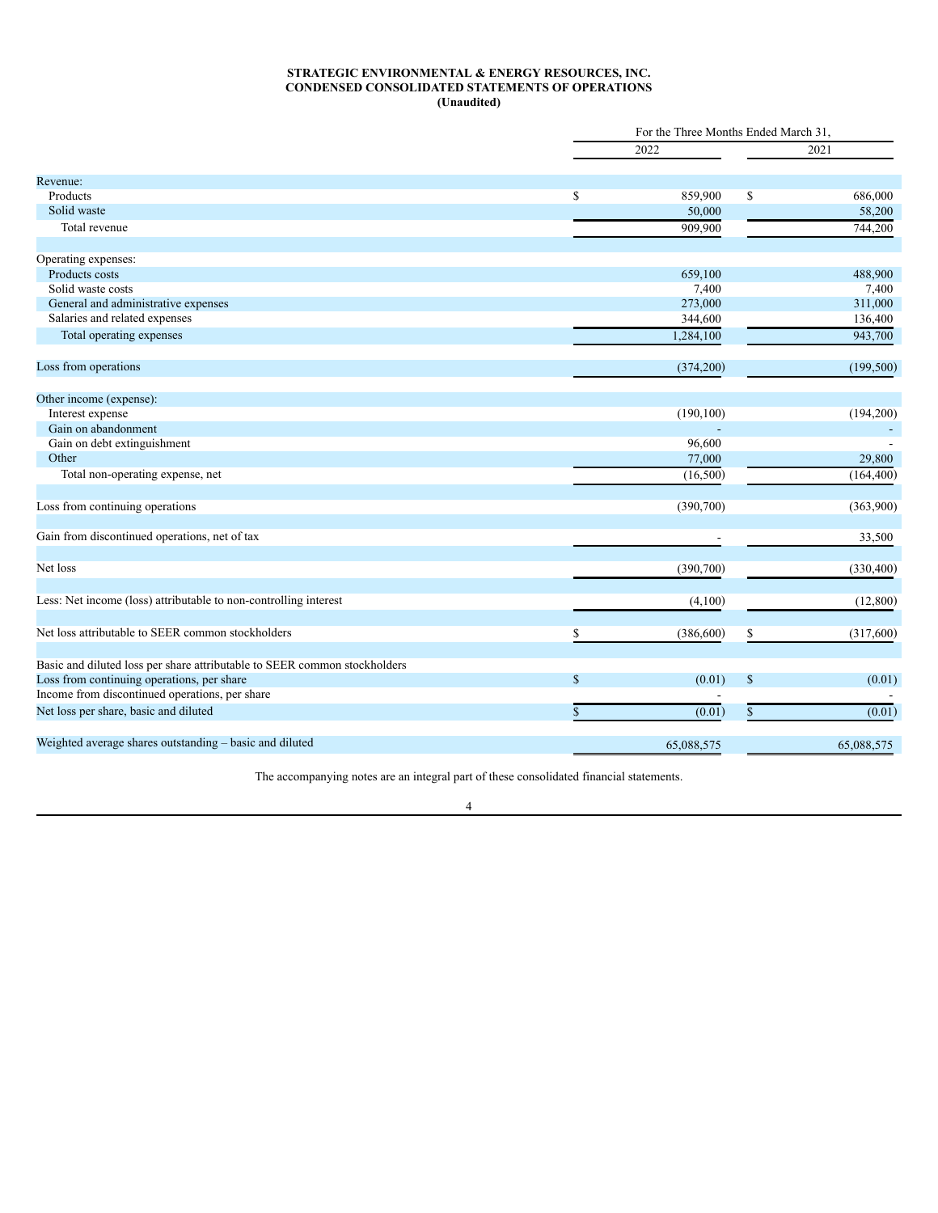**STRATEGIC ENVIRONMENTAL & ENERGY RESOURCES, INC.**
**CONDENSED CONSOLIDATED STATEMENTS OF OPERATIONS**
**(Unaudited)**

| | For the Three Months Ended March 31, | |
|---|---|---|
| | 2022 | 2021 |
| Revenue: | | |
| Products | $ 859,900 | $ 686,000 |
| Solid waste | 50,000 | 58,200 |
| Total revenue | 909,900 | 744,200 |
| | | |
| Operating expenses: | | |
| Products costs | 659,100 | 488,900 |
| Solid waste costs | 7,400 | 7,400 |
| General and administrative expenses | 273,000 | 311,000 |
| Salaries and related expenses | 344,600 | 136,400 |
| Total operating expenses | 1,284,100 | 943,700 |
| | | |
| Loss from operations | (374,200) | (199,500) |
| | | |
| Other income (expense): | | |
| Interest expense | (190,100) | (194,200) |
| Gain on abandonment | - | - |
| Gain on debt extinguishment | 96,600 | - |
| Other | 77,000 | 29,800 |
| Total non-operating expense, net | (16,500) | (164,400) |
| | | |
| Loss from continuing operations | (390,700) | (363,900) |
| | | |
| Gain from discontinued operations, net of tax | - | 33,500 |
| | | |
| Net loss | (390,700) | (330,400) |
| | | |
| Less: Net income (loss) attributable to non-controlling interest | (4,100) | (12,800) |
| | | |
| Net loss attributable to SEER common stockholders | $ (386,600) | $ (317,600) |
| | | |
| Basic and diluted loss per share attributable to SEER common stockholders | | |
| Loss from continuing operations, per share | $ (0.01) | $ (0.01) |
| Income from discontinued operations, per share | - | - |
| Net loss per share, basic and diluted | $ (0.01) | $ (0.01) |
| | | |
| Weighted average shares outstanding – basic and diluted | 65,088,575 | 65,088,575 |

The accompanying notes are an integral part of these consolidated financial statements.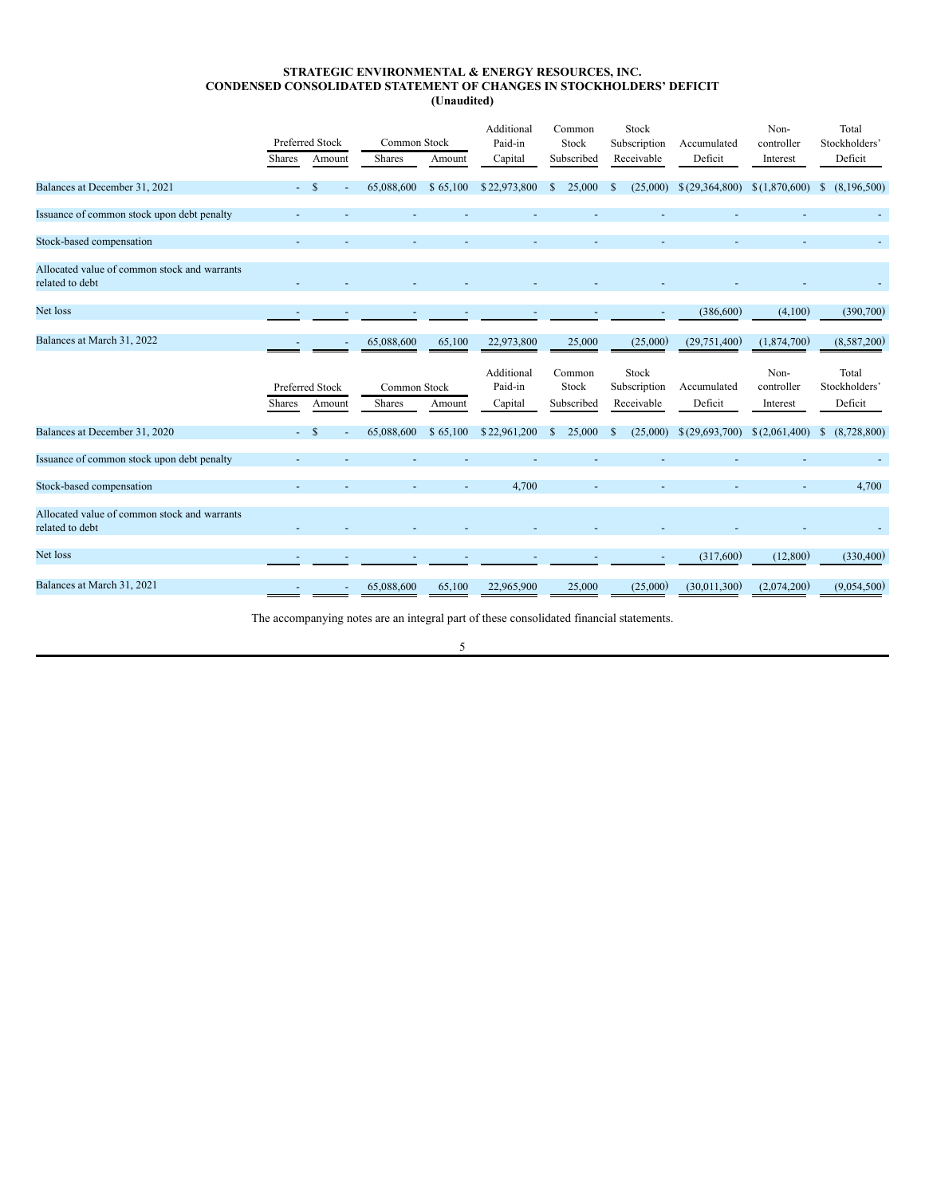**STRATEGIC ENVIRONMENTAL & ENERGY RESOURCES, INC.**
**CONDENSED CONSOLIDATED STATEMENT OF CHANGES IN STOCKHOLDERS' DEFICIT**
**(Unaudited)**

| | Preferred Stock | | Common Stock | | Additional Paid-in Capital | Common Stock Subscribed | Stock Subscription Receivable | Accumulated Deficit | Non-controller Interest | Total Stockholders' Deficit |
|---|---|---|---|---|---|---|---|---|---|---|
| | Shares | Amount | Shares | Amount | | | | | | |
| Balances at December 31, 2021 | - | $ - | 65,088,600 | $ 65,100 | $ 22,973,800 | $ 25,000 | $ (25,000) | $ (29,364,800) | $ (1,870,600) | $ (8,196,500) |
| Issuance of common stock upon debt penalty | - | - | - | - | - | - | - | - | - | - |
| Stock-based compensation | - | - | - | - | - | - | - | - | - | - |
| Allocated value of common stock and warrants related to debt | - | - | - | - | - | - | - | - | - | - |
| Net loss | - | - | - | - | - | - | - | (386,600) | (4,100) | (390,700) |
| Balances at March 31, 2022 | - | - | 65,088,600 | 65,100 | 22,973,800 | 25,000 | (25,000) | (29,751,400) | (1,874,700) | (8,587,200) |

| | Preferred Stock | | Common Stock | | Additional Paid-in Capital | Common Stock Subscribed | Stock Subscription Receivable | Accumulated Deficit | Non-controller Interest | Total Stockholders' Deficit |
|---|---|---|---|---|---|---|---|---|---|---|
| | Shares | Amount | Shares | Amount | | | | | | |
| Balances at December 31, 2020 | - | $ - | 65,088,600 | $ 65,100 | $ 22,961,200 | $ 25,000 | $ (25,000) | $ (29,693,700) | $ (2,061,400) | $ (8,728,800) |
| Issuance of common stock upon debt penalty | - | - | - | - | - | - | - | - | - | - |
| Stock-based compensation | - | - | - | - | 4,700 | - | - | - | - | 4,700 |
| Allocated value of common stock and warrants related to debt | - | - | - | - | - | - | - | - | - | - |
| Net loss | - | - | - | - | - | - | - | (317,600) | (12,800) | (330,400) |
| Balances at March 31, 2021 | - | - | 65,088,600 | 65,100 | 22,965,900 | 25,000 | (25,000) | (30,011,300) | (2,074,200) | (9,054,500) |

The accompanying notes are an integral part of these consolidated financial statements.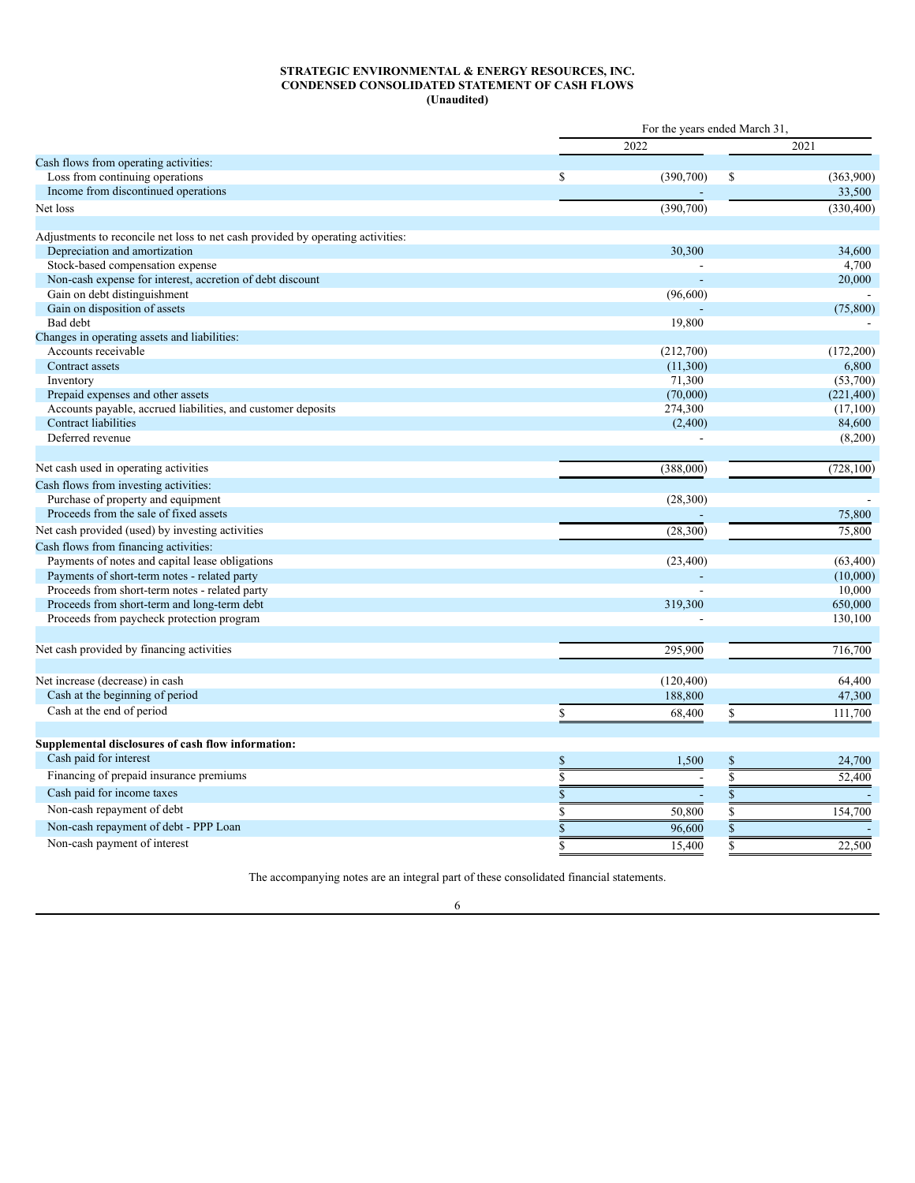**STRATEGIC ENVIRONMENTAL & ENERGY RESOURCES, INC.**
**CONDENSED CONSOLIDATED STATEMENT OF CASH FLOWS**
**(Unaudited)**

| | For the years ended March 31, | |
|---|---|---|
| | 2022 | 2021 |
| Cash flows from operating activities: | | |
| Loss from continuing operations | $ (390,700) | $ (363,900) |
| Income from discontinued operations | - | 33,500 |
| Net loss | (390,700) | (330,400) |
| | | |
| Adjustments to reconcile net loss to net cash provided by operating activities: | | |
| Depreciation and amortization | 30,300 | 34,600 |
| Stock-based compensation expense | - | 4,700 |
| Non-cash expense for interest, accretion of debt discount | - | 20,000 |
| Gain on debt distinguishment | (96,600) | - |
| Gain on disposition of assets | - | (75,800) |
| Bad debt | 19,800 | - |
| Changes in operating assets and liabilities: | | |
| Accounts receivable | (212,700) | (172,200) |
| Contract assets | (11,300) | 6,800 |
| Inventory | 71,300 | (53,700) |
| Prepaid expenses and other assets | (70,000) | (221,400) |
| Accounts payable, accrued liabilities, and customer deposits | 274,300 | (17,100) |
| Contract liabilities | (2,400) | 84,600 |
| Deferred revenue | - | (8,200) |
| | | |
| Net cash used in operating activities | (388,000) | (728,100) |
| Cash flows from investing activities: | | |
| Purchase of property and equipment | (28,300) | - |
| Proceeds from the sale of fixed assets | - | 75,800 |
| Net cash provided (used) by investing activities | (28,300) | 75,800 |
| Cash flows from financing activities: | | |
| Payments of notes and capital lease obligations | (23,400) | (63,400) |
| Payments of short-term notes - related party | - | (10,000) |
| Proceeds from short-term notes - related party | - | 10,000 |
| Proceeds from short-term and long-term debt | 319,300 | 650,000 |
| Proceeds from paycheck protection program | - | 130,100 |
| | | |
| Net cash provided by financing activities | 295,900 | 716,700 |
| | | |
| Net increase (decrease) in cash | (120,400) | 64,400 |
| Cash at the beginning of period | 188,800 | 47,300 |
| Cash at the end of period | $ 68,400 | $ 111,700 |
| | | |
| **Supplemental disclosures of cash flow information:** | | |
| Cash paid for interest | $ 1,500 | $ 24,700 |
| Financing of prepaid insurance premiums | $ - | $ 52,400 |
| Cash paid for income taxes | $ - | $ - |
| Non-cash repayment of debt | $ 50,800 | $ 154,700 |
| Non-cash repayment of debt - PPP Loan | $ 96,600 | $ - |
| Non-cash payment of interest | $ 15,400 | $ 22,500 |

The accompanying notes are an integral part of these consolidated financial statements.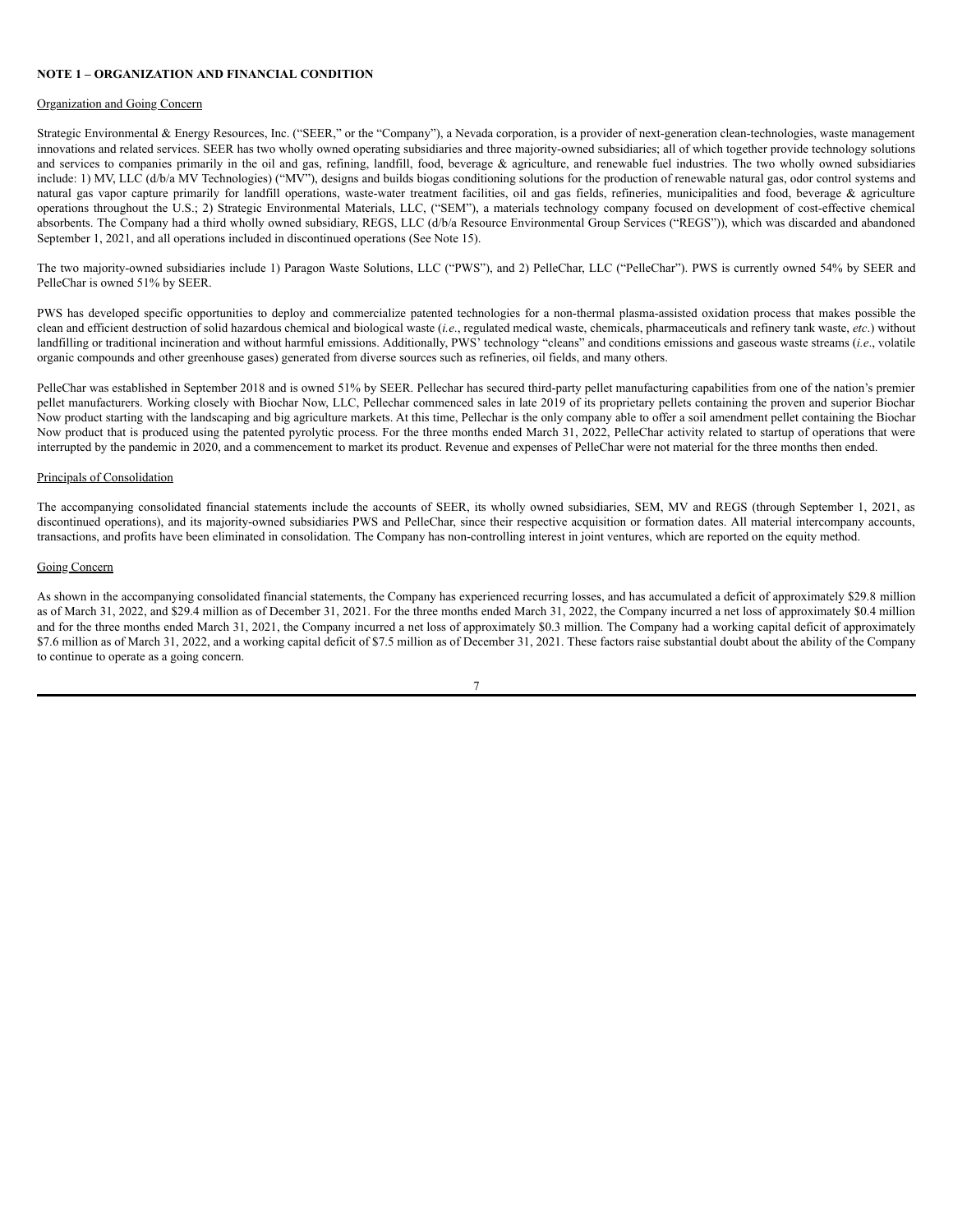**NOTE 1 – ORGANIZATION AND FINANCIAL CONDITION**

Organization and Going Concern

Strategic Environmental & Energy Resources, Inc. ("SEER," or the "Company"), a Nevada corporation, is a provider of next-generation clean-technologies, waste management innovations and related services. SEER has two wholly owned operating subsidiaries and three majority-owned subsidiaries; all of which together provide technology solutions and services to companies primarily in the oil and gas, refining, landfill, food, beverage & agriculture, and renewable fuel industries. The two wholly owned subsidiaries include: 1) MV, LLC (d/b/a MV Technologies) ("MV"), designs and builds biogas conditioning solutions for the production of renewable natural gas, odor control systems and natural gas vapor capture primarily for landfill operations, waste-water treatment facilities, oil and gas fields, refineries, municipalities and food, beverage & agriculture operations throughout the U.S.; 2) Strategic Environmental Materials, LLC, ("SEM"), a materials technology company focused on development of cost-effective chemical absorbents. The Company had a third wholly owned subsidiary, REGS, LLC (d/b/a Resource Environmental Group Services ("REGS")), which was discarded and abandoned September 1, 2021, and all operations included in discontinued operations (See Note 15).

The two majority-owned subsidiaries include 1) Paragon Waste Solutions, LLC ("PWS"), and 2) PelleChar, LLC ("PelleChar"). PWS is currently owned 54% by SEER and PelleChar is owned 51% by SEER.

PWS has developed specific opportunities to deploy and commercialize patented technologies for a non-thermal plasma-assisted oxidation process that makes possible the clean and efficient destruction of solid hazardous chemical and biological waste (*i.e.*, regulated medical waste, chemicals, pharmaceuticals and refinery tank waste, *etc*.) without landfilling or traditional incineration and without harmful emissions. Additionally, PWS' technology "cleans" and conditions emissions and gaseous waste streams (*i.e*., volatile organic compounds and other greenhouse gases) generated from diverse sources such as refineries, oil fields, and many others.

PelleChar was established in September 2018 and is owned 51% by SEER. Pellechar has secured third-party pellet manufacturing capabilities from one of the nation's premier pellet manufacturers. Working closely with Biochar Now, LLC, Pellechar commenced sales in late 2019 of its proprietary pellets containing the proven and superior Biochar Now product starting with the landscaping and big agriculture markets. At this time, Pellechar is the only company able to offer a soil amendment pellet containing the Biochar Now product that is produced using the patented pyrolytic process. For the three months ended March 31, 2022, PelleChar activity related to startup of operations that were interrupted by the pandemic in 2020, and a commencement to market its product. Revenue and expenses of PelleChar were not material for the three months then ended.

Principals of Consolidation

The accompanying consolidated financial statements include the accounts of SEER, its wholly owned subsidiaries, SEM, MV and REGS (through September 1, 2021, as discontinued operations), and its majority-owned subsidiaries PWS and PelleChar, since their respective acquisition or formation dates. All material intercompany accounts, transactions, and profits have been eliminated in consolidation. The Company has non-controlling interest in joint ventures, which are reported on the equity method.

Going Concern

As shown in the accompanying consolidated financial statements, the Company has experienced recurring losses, and has accumulated a deficit of approximately $29.8 million as of March 31, 2022, and $29.4 million as of December 31, 2021. For the three months ended March 31, 2022, the Company incurred a net loss of approximately $0.4 million and for the three months ended March 31, 2021, the Company incurred a net loss of approximately $0.3 million. The Company had a working capital deficit of approximately $7.6 million as of March 31, 2022, and a working capital deficit of $7.5 million as of December 31, 2021. These factors raise substantial doubt about the ability of the Company to continue to operate as a going concern.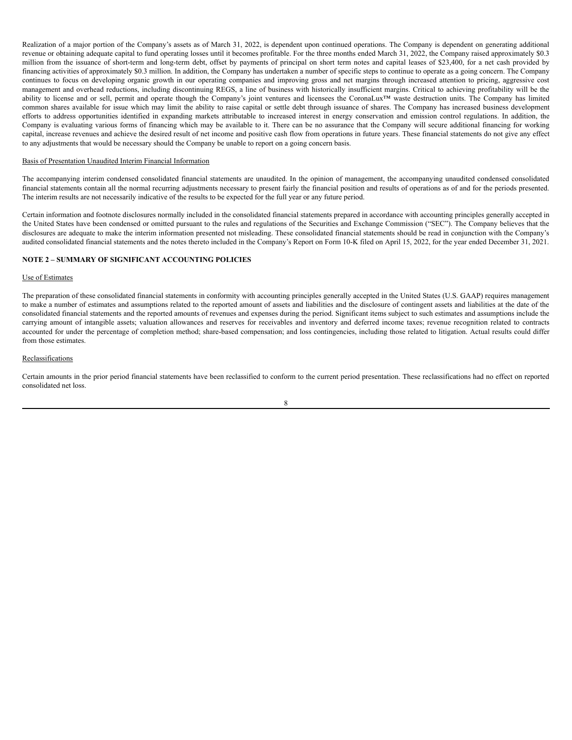Realization of a major portion of the Company's assets as of March 31, 2022, is dependent upon continued operations. The Company is dependent on generating additional revenue or obtaining adequate capital to fund operating losses until it becomes profitable. For the three months ended March 31, 2022, the Company raised approximately $0.3 million from the issuance of short-term and long-term debt, offset by payments of principal on short term notes and capital leases of $23,400, for a net cash provided by financing activities of approximately $0.3 million. In addition, the Company has undertaken a number of specific steps to continue to operate as a going concern. The Company continues to focus on developing organic growth in our operating companies and improving gross and net margins through increased attention to pricing, aggressive cost management and overhead reductions, including discontinuing REGS, a line of business with historically insufficient margins. Critical to achieving profitability will be the ability to license and or sell, permit and operate though the Company's joint ventures and licensees the CoronaLux™ waste destruction units. The Company has limited common shares available for issue which may limit the ability to raise capital or settle debt through issuance of shares. The Company has increased business development efforts to address opportunities identified in expanding markets attributable to increased interest in energy conservation and emission control regulations. In addition, the Company is evaluating various forms of financing which may be available to it. There can be no assurance that the Company will secure additional financing for working capital, increase revenues and achieve the desired result of net income and positive cash flow from operations in future years. These financial statements do not give any effect to any adjustments that would be necessary should the Company be unable to report on a going concern basis.

Basis of Presentation Unaudited Interim Financial Information

The accompanying interim condensed consolidated financial statements are unaudited. In the opinion of management, the accompanying unaudited condensed consolidated financial statements contain all the normal recurring adjustments necessary to present fairly the financial position and results of operations as of and for the periods presented. The interim results are not necessarily indicative of the results to be expected for the full year or any future period.

Certain information and footnote disclosures normally included in the consolidated financial statements prepared in accordance with accounting principles generally accepted in the United States have been condensed or omitted pursuant to the rules and regulations of the Securities and Exchange Commission ("SEC"). The Company believes that the disclosures are adequate to make the interim information presented not misleading. These consolidated financial statements should be read in conjunction with the Company's audited consolidated financial statements and the notes thereto included in the Company's Report on Form 10-K filed on April 15, 2022, for the year ended December 31, 2021.

**NOTE 2 – SUMMARY OF SIGNIFICANT ACCOUNTING POLICIES**

Use of Estimates

The preparation of these consolidated financial statements in conformity with accounting principles generally accepted in the United States (U.S. GAAP) requires management to make a number of estimates and assumptions related to the reported amount of assets and liabilities and the disclosure of contingent assets and liabilities at the date of the consolidated financial statements and the reported amounts of revenues and expenses during the period. Significant items subject to such estimates and assumptions include the carrying amount of intangible assets; valuation allowances and reserves for receivables and inventory and deferred income taxes; revenue recognition related to contracts accounted for under the percentage of completion method; share-based compensation; and loss contingencies, including those related to litigation. Actual results could differ from those estimates.

Reclassifications

Certain amounts in the prior period financial statements have been reclassified to conform to the current period presentation. These reclassifications had no effect on reported consolidated net loss.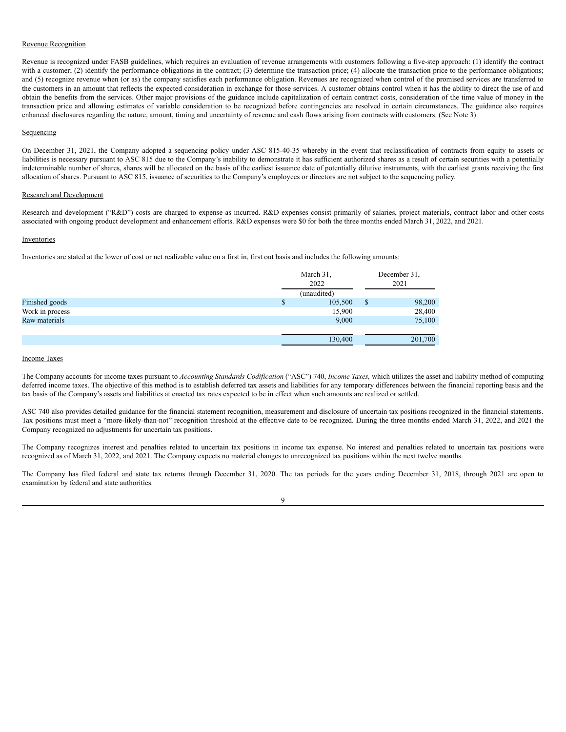Revenue Recognition

Revenue is recognized under FASB guidelines, which requires an evaluation of revenue arrangements with customers following a five-step approach: (1) identify the contract with a customer; (2) identify the performance obligations in the contract; (3) determine the transaction price; (4) allocate the transaction price to the performance obligations; and (5) recognize revenue when (or as) the company satisfies each performance obligation. Revenues are recognized when control of the promised services are transferred to the customers in an amount that reflects the expected consideration in exchange for those services. A customer obtains control when it has the ability to direct the use of and obtain the benefits from the services. Other major provisions of the guidance include capitalization of certain contract costs, consideration of the time value of money in the transaction price and allowing estimates of variable consideration to be recognized before contingencies are resolved in certain circumstances. The guidance also requires enhanced disclosures regarding the nature, amount, timing and uncertainty of revenue and cash flows arising from contracts with customers. (See Note 3)

Sequencing

On December 31, 2021, the Company adopted a sequencing policy under ASC 815-40-35 whereby in the event that reclassification of contracts from equity to assets or liabilities is necessary pursuant to ASC 815 due to the Company's inability to demonstrate it has sufficient authorized shares as a result of certain securities with a potentially indeterminable number of shares, shares will be allocated on the basis of the earliest issuance date of potentially dilutive instruments, with the earliest grants receiving the first allocation of shares. Pursuant to ASC 815, issuance of securities to the Company's employees or directors are not subject to the sequencing policy.

Research and Development

Research and development ("R&D") costs are charged to expense as incurred. R&D expenses consist primarily of salaries, project materials, contract labor and other costs associated with ongoing product development and enhancement efforts. R&D expenses were $0 for both the three months ended March 31, 2022, and 2021.

Inventories

Inventories are stated at the lower of cost or net realizable value on a first in, first out basis and includes the following amounts:

| | March 31, 2022 (unaudited) | December 31, 2021 |
|---|---|---|
| Finished goods | $ 105,500 | $ 98,200 |
| Work in process | 15,900 | 28,400 |
| Raw materials | 9,000 | 75,100 |
| | 130,400 | 201,700 |

Income Taxes

The Company accounts for income taxes pursuant to *Accounting Standards Codification* ("ASC") 740, *Income Taxes,* which utilizes the asset and liability method of computing deferred income taxes. The objective of this method is to establish deferred tax assets and liabilities for any temporary differences between the financial reporting basis and the tax basis of the Company's assets and liabilities at enacted tax rates expected to be in effect when such amounts are realized or settled.

ASC 740 also provides detailed guidance for the financial statement recognition, measurement and disclosure of uncertain tax positions recognized in the financial statements. Tax positions must meet a "more-likely-than-not" recognition threshold at the effective date to be recognized. During the three months ended March 31, 2022, and 2021 the Company recognized no adjustments for uncertain tax positions.

The Company recognizes interest and penalties related to uncertain tax positions in income tax expense. No interest and penalties related to uncertain tax positions were recognized as of March 31, 2022, and 2021. The Company expects no material changes to unrecognized tax positions within the next twelve months.

The Company has filed federal and state tax returns through December 31, 2020. The tax periods for the years ending December 31, 2018, through 2021 are open to examination by federal and state authorities.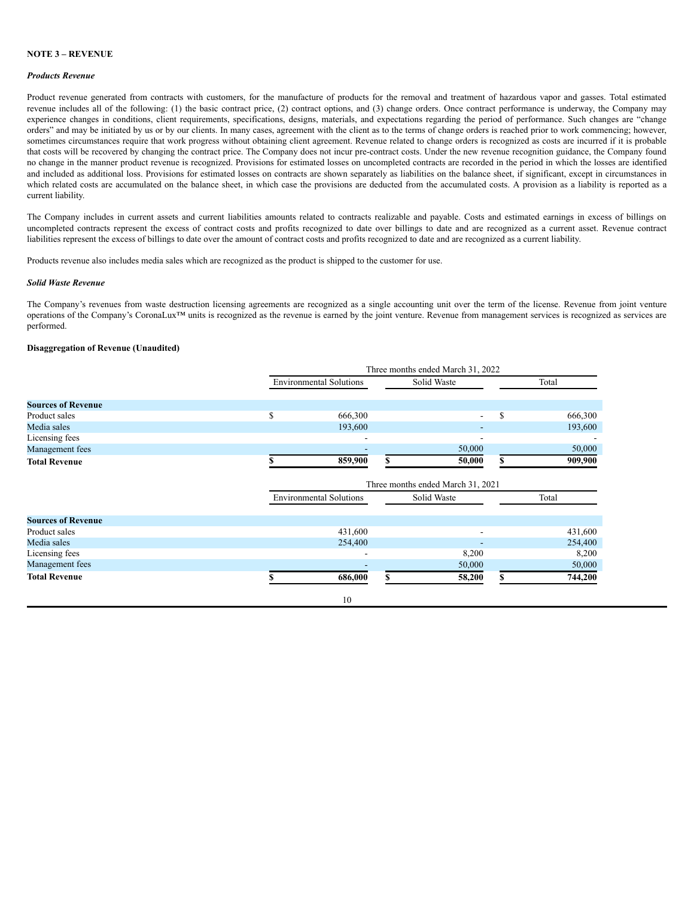**NOTE 3 – REVENUE**

***Products Revenue***

Product revenue generated from contracts with customers, for the manufacture of products for the removal and treatment of hazardous vapor and gasses. Total estimated revenue includes all of the following: (1) the basic contract price, (2) contract options, and (3) change orders. Once contract performance is underway, the Company may experience changes in conditions, client requirements, specifications, designs, materials, and expectations regarding the period of performance. Such changes are "change orders" and may be initiated by us or by our clients. In many cases, agreement with the client as to the terms of change orders is reached prior to work commencing; however, sometimes circumstances require that work progress without obtaining client agreement. Revenue related to change orders is recognized as costs are incurred if it is probable that costs will be recovered by changing the contract price. The Company does not incur pre-contract costs. Under the new revenue recognition guidance, the Company found no change in the manner product revenue is recognized. Provisions for estimated losses on uncompleted contracts are recorded in the period in which the losses are identified and included as additional loss. Provisions for estimated losses on contracts are shown separately as liabilities on the balance sheet, if significant, except in circumstances in which related costs are accumulated on the balance sheet, in which case the provisions are deducted from the accumulated costs. A provision as a liability is reported as a current liability.

The Company includes in current assets and current liabilities amounts related to contracts realizable and payable. Costs and estimated earnings in excess of billings on uncompleted contracts represent the excess of contract costs and profits recognized to date over billings to date and are recognized as a current asset. Revenue contract liabilities represent the excess of billings to date over the amount of contract costs and profits recognized to date and are recognized as a current liability.

Products revenue also includes media sales which are recognized as the product is shipped to the customer for use.

***Solid Waste Revenue***

The Company's revenues from waste destruction licensing agreements are recognized as a single accounting unit over the term of the license. Revenue from joint venture operations of the Company's CoronaLux™ units is recognized as the revenue is earned by the joint venture. Revenue from management services is recognized as services are performed.

**Disaggregation of Revenue (Unaudited)**

| | Three months ended March 31, 2022 | | |
|---|---|---|---|
| | Environmental Solutions | Solid Waste | Total |
| **Sources of Revenue** | | | |
| Product sales | $ 666,300 | - | $ 666,300 |
| Media sales | 193,600 | - | 193,600 |
| Licensing fees | - | - | - |
| Management fees | - | 50,000 | 50,000 |
| **Total Revenue** | **$ 859,900** | **$ 50,000** | **$ 909,900** |

| | Three months ended March 31, 2021 | | |
|---|---|---|---|
| | Environmental Solutions | Solid Waste | Total |
| **Sources of Revenue** | | | |
| Product sales | 431,600 | - | 431,600 |
| Media sales | 254,400 | - | 254,400 |
| Licensing fees | - | 8,200 | 8,200 |
| Management fees | - | 50,000 | 50,000 |
| **Total Revenue** | **$ 686,000** | **$ 58,200** | **$ 744,200** |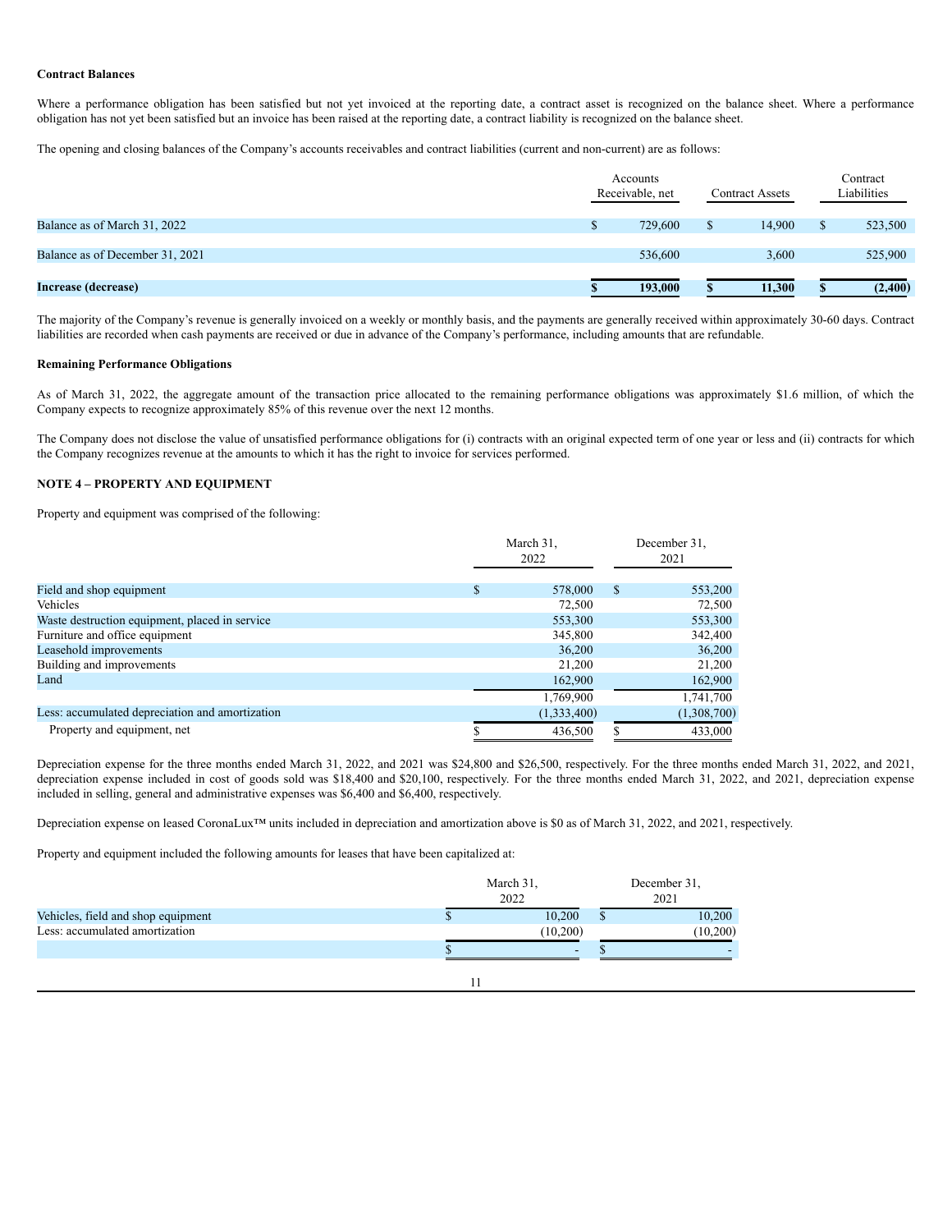**Contract Balances**

Where a performance obligation has been satisfied but not yet invoiced at the reporting date, a contract asset is recognized on the balance sheet. Where a performance obligation has not yet been satisfied but an invoice has been raised at the reporting date, a contract liability is recognized on the balance sheet.

The opening and closing balances of the Company's accounts receivables and contract liabilities (current and non-current) are as follows:

| | Accounts Receivable, net | Contract Assets | Contract Liabilities |
|---|---|---|---|
| Balance as of March 31, 2022 | $ 729,600 | $ 14,900 | $ 523,500 |
| Balance as of December 31, 2021 | 536,600 | 3,600 | 525,900 |
| **Increase (decrease)** | **$ 193,000** | **$ 11,300** | **$ (2,400)** |

The majority of the Company's revenue is generally invoiced on a weekly or monthly basis, and the payments are generally received within approximately 30-60 days. Contract liabilities are recorded when cash payments are received or due in advance of the Company's performance, including amounts that are refundable.

**Remaining Performance Obligations**

As of March 31, 2022, the aggregate amount of the transaction price allocated to the remaining performance obligations was approximately $1.6 million, of which the Company expects to recognize approximately 85% of this revenue over the next 12 months.

The Company does not disclose the value of unsatisfied performance obligations for (i) contracts with an original expected term of one year or less and (ii) contracts for which the Company recognizes revenue at the amounts to which it has the right to invoice for services performed.

**NOTE 4 – PROPERTY AND EQUIPMENT**

Property and equipment was comprised of the following:

| | March 31, 2022 | December 31, 2021 |
|---|---|---|
| Field and shop equipment | $ 578,000 | $ 553,200 |
| Vehicles | 72,500 | 72,500 |
| Waste destruction equipment, placed in service | 553,300 | 553,300 |
| Furniture and office equipment | 345,800 | 342,400 |
| Leasehold improvements | 36,200 | 36,200 |
| Building and improvements | 21,200 | 21,200 |
| Land | 162,900 | 162,900 |
| | 1,769,900 | 1,741,700 |
| Less: accumulated depreciation and amortization | (1,333,400) | (1,308,700) |
| Property and equipment, net | $ 436,500 | $ 433,000 |

Depreciation expense for the three months ended March 31, 2022, and 2021 was $24,800 and $26,500, respectively. For the three months ended March 31, 2022, and 2021, depreciation expense included in cost of goods sold was $18,400 and $20,100, respectively. For the three months ended March 31, 2022, and 2021, depreciation expense included in selling, general and administrative expenses was $6,400 and $6,400, respectively.

Depreciation expense on leased CoronaLux™ units included in depreciation and amortization above is $0 as of March 31, 2022, and 2021, respectively.

Property and equipment included the following amounts for leases that have been capitalized at:

| | March 31, 2022 | December 31, 2021 |
|---|---|---|
| Vehicles, field and shop equipment | $ 10,200 | $ 10,200 |
| Less: accumulated amortization | (10,200) | (10,200) |
| | $ - | $ - |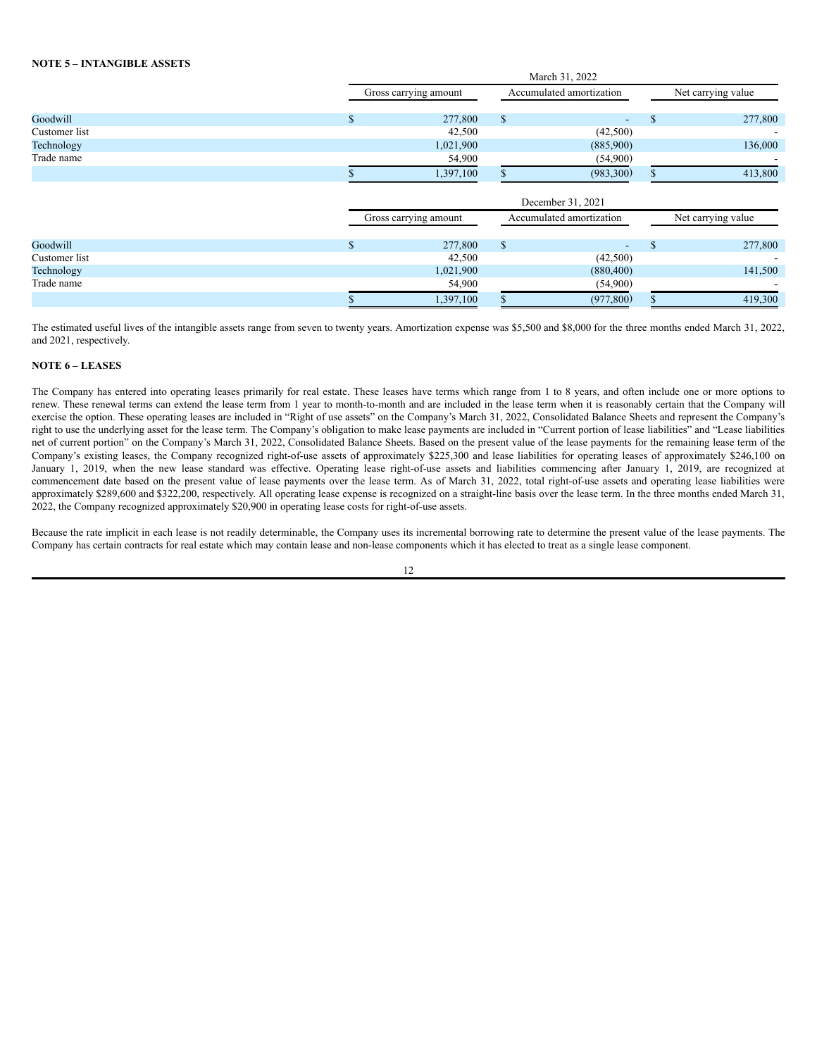**NOTE 5 – INTANGIBLE ASSETS**

| | March 31, 2022 | | |
|---|---|---|---|
| | Gross carrying amount | Accumulated amortization | Net carrying value |
| Goodwill | $ 277,800 | $ - | $ 277,800 |
| Customer list | 42,500 | (42,500) | - |
| Technology | 1,021,900 | (885,900) | 136,000 |
| Trade name | 54,900 | (54,900) | - |
| | $ 1,397,100 | $ (983,300) | $ 413,800 |

| | December 31, 2021 | | |
|---|---|---|---|
| | Gross carrying amount | Accumulated amortization | Net carrying value |
| Goodwill | $ 277,800 | $ - | $ 277,800 |
| Customer list | 42,500 | (42,500) | - |
| Technology | 1,021,900 | (880,400) | 141,500 |
| Trade name | 54,900 | (54,900) | - |
| | $ 1,397,100 | $ (977,800) | $ 419,300 |

The estimated useful lives of the intangible assets range from seven to twenty years. Amortization expense was $5,500 and $8,000 for the three months ended March 31, 2022, and 2021, respectively.

**NOTE 6 – LEASES**

The Company has entered into operating leases primarily for real estate. These leases have terms which range from 1 to 8 years, and often include one or more options to renew. These renewal terms can extend the lease term from 1 year to month-to-month and are included in the lease term when it is reasonably certain that the Company will exercise the option. These operating leases are included in "Right of use assets" on the Company's March 31, 2022, Consolidated Balance Sheets and represent the Company's right to use the underlying asset for the lease term. The Company's obligation to make lease payments are included in "Current portion of lease liabilities" and "Lease liabilities net of current portion" on the Company's March 31, 2022, Consolidated Balance Sheets. Based on the present value of the lease payments for the remaining lease term of the Company's existing leases, the Company recognized right-of-use assets of approximately $225,300 and lease liabilities for operating leases of approximately $246,100 on January 1, 2019, when the new lease standard was effective. Operating lease right-of-use assets and liabilities commencing after January 1, 2019, are recognized at commencement date based on the present value of lease payments over the lease term. As of March 31, 2022, total right-of-use assets and operating lease liabilities were approximately $289,600 and $322,200, respectively. All operating lease expense is recognized on a straight-line basis over the lease term. In the three months ended March 31, 2022, the Company recognized approximately $20,900 in operating lease costs for right-of-use assets.

Because the rate implicit in each lease is not readily determinable, the Company uses its incremental borrowing rate to determine the present value of the lease payments. The Company has certain contracts for real estate which may contain lease and non-lease components which it has elected to treat as a single lease component.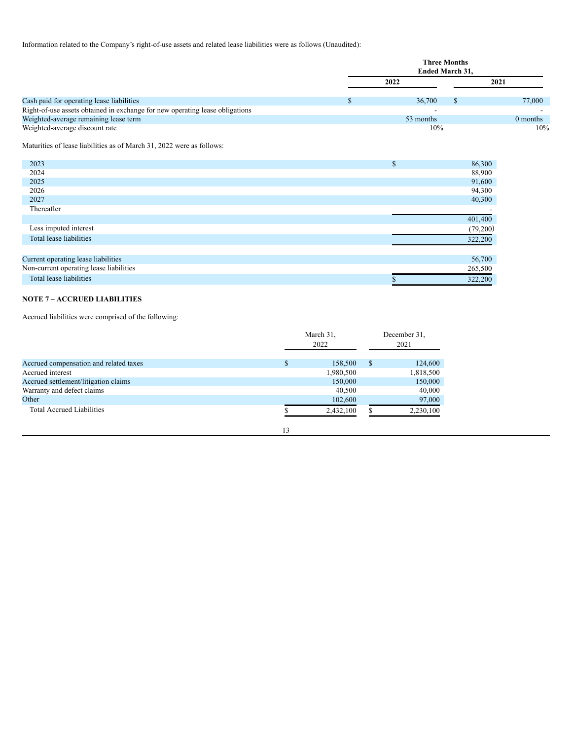Information related to the Company's right-of-use assets and related lease liabilities were as follows (Unaudited):

| | Three Months Ended March 31, | |
|---|---|---|
| | 2022 | 2021 |
| Cash paid for operating lease liabilities | $ 36,700 | $ 77,000 |
| Right-of-use assets obtained in exchange for new operating lease obligations | - | - |
| Weighted-average remaining lease term | 53 months | 0 months |
| Weighted-average discount rate | 10% | 10% |

Maturities of lease liabilities as of March 31, 2022 were as follows:

| | |
|---|---|
| 2023 | $ 86,300 |
| 2024 | 88,900 |
| 2025 | 91,600 |
| 2026 | 94,300 |
| 2027 | 40,300 |
| Thereafter | - |
| | 401,400 |
| Less imputed interest | (79,200) |
| Total lease liabilities | 322,200 |
| | |
| Current operating lease liabilities | 56,700 |
| Non-current operating lease liabilities | 265,500 |
| Total lease liabilities | $ 322,200 |

**NOTE 7 – ACCRUED LIABILITIES**

Accrued liabilities were comprised of the following:

| | March 31, 2022 | December 31, 2021 |
|---|---|---|
| Accrued compensation and related taxes | $ 158,500 | $ 124,600 |
| Accrued interest | 1,980,500 | 1,818,500 |
| Accrued settlement/litigation claims | 150,000 | 150,000 |
| Warranty and defect claims | 40,500 | 40,000 |
| Other | 102,600 | 97,000 |
| Total Accrued Liabilities | $ 2,432,100 | $ 2,230,100 |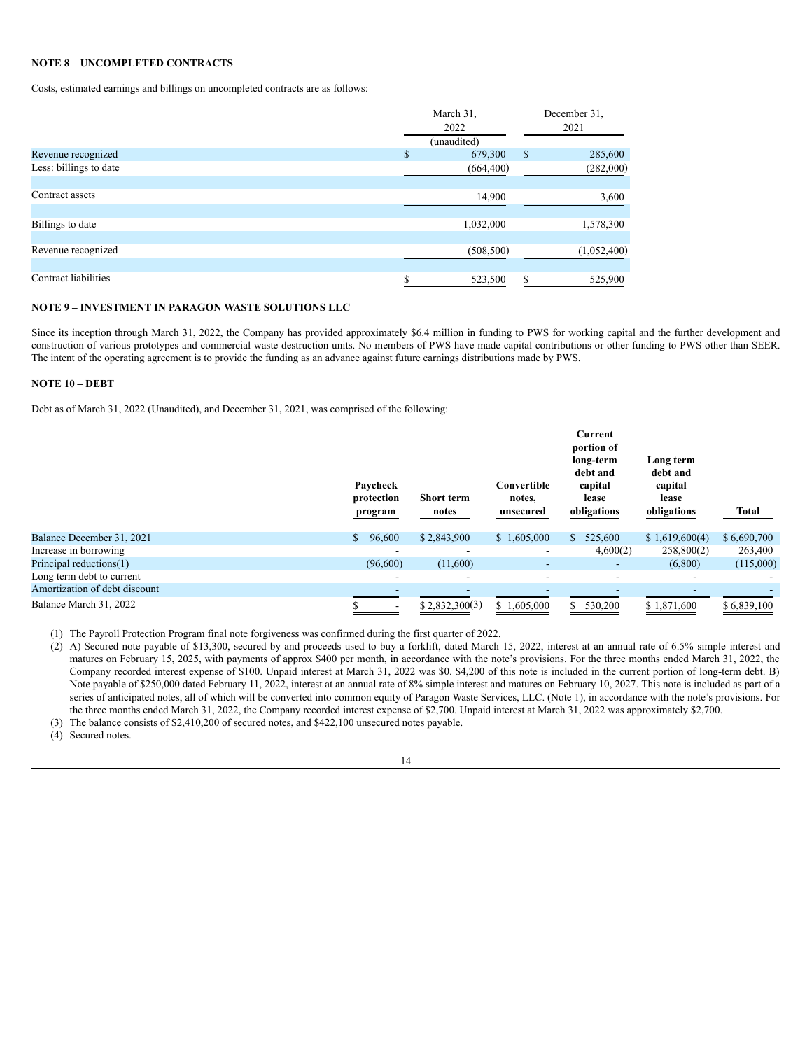**NOTE 8 – UNCOMPLETED CONTRACTS**

Costs, estimated earnings and billings on uncompleted contracts are as follows:

| | March 31, 2022 | December 31, 2021 |
|---|---|---|
| | (unaudited) | |
| Revenue recognized | $ 679,300 | $ 285,600 |
| Less: billings to date | (664,400) | (282,000) |
| Contract assets | 14,900 | 3,600 |
| Billings to date | 1,032,000 | 1,578,300 |
| Revenue recognized | (508,500) | (1,052,400) |
| Contract liabilities | $ 523,500 | $ 525,900 |

**NOTE 9 – INVESTMENT IN PARAGON WASTE SOLUTIONS LLC**

Since its inception through March 31, 2022, the Company has provided approximately $6.4 million in funding to PWS for working capital and the further development and construction of various prototypes and commercial waste destruction units. No members of PWS have made capital contributions or other funding to PWS other than SEER. The intent of the operating agreement is to provide the funding as an advance against future earnings distributions made by PWS.

**NOTE 10 – DEBT**

Debt as of March 31, 2022 (Unaudited), and December 31, 2021, was comprised of the following:

| | Paycheck protection program | Short term notes | Convertible notes, unsecured | Current portion of long-term debt and capital lease obligations | Long term debt and capital lease obligations | Total |
|---|---|---|---|---|---|---|
| Balance December 31, 2021 | $ 96,600 | $ 2,843,900 | $ 1,605,000 | $ 525,600 | $ 1,619,600(4) | $ 6,690,700 |
| Increase in borrowing | - | - | - | 4,600(2) | 258,800(2) | 263,400 |
| Principal reductions(1) | (96,600) | (11,600) | - | - | (6,800) | (115,000) |
| Long term debt to current | - | - | - | - | - | - |
| Amortization of debt discount | - | - | - | - | - | - |
| Balance March 31, 2022 | $ - | $ 2,832,300(3) | $ 1,605,000 | $ 530,200 | $ 1,871,600 | $ 6,839,100 |

(1) The Payroll Protection Program final note forgiveness was confirmed during the first quarter of 2022.

(2) A) Secured note payable of $13,300, secured by and proceeds used to buy a forklift, dated March 15, 2022, interest at an annual rate of 6.5% simple interest and matures on February 15, 2025, with payments of approx $400 per month, in accordance with the note's provisions. For the three months ended March 31, 2022, the Company recorded interest expense of $100. Unpaid interest at March 31, 2022 was $0. $4,200 of this note is included in the current portion of long-term debt. B) Note payable of $250,000 dated February 11, 2022, interest at an annual rate of 8% simple interest and matures on February 10, 2027. This note is included as part of a series of anticipated notes, all of which will be converted into common equity of Paragon Waste Services, LLC. (Note 1), in accordance with the note's provisions. For the three months ended March 31, 2022, the Company recorded interest expense of $2,700. Unpaid interest at March 31, 2022 was approximately $2,700.

(3) The balance consists of $2,410,200 of secured notes, and $422,100 unsecured notes payable.

(4) Secured notes.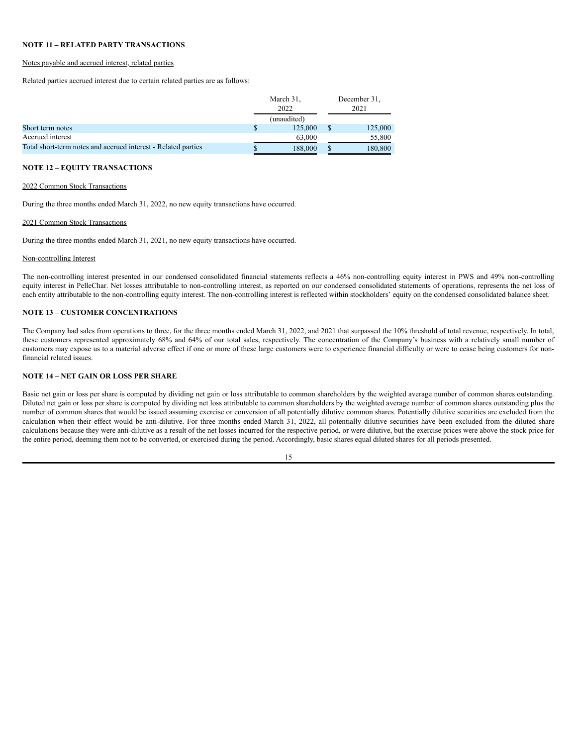## NOTE 11 – RELATED PARTY TRANSACTIONS

Notes payable and accrued interest, related parties

Related parties accrued interest due to certain related parties are as follows:

| | March 31, 2022 | December 31, 2021 |
|---|---|---|
| | (unaudited) | |
| Short term notes | $ 125,000 | $ 125,000 |
| Accrued interest | 63,000 | 55,800 |
| Total short-term notes and accrued interest - Related parties | $ 188,000 | $ 180,800 |

## NOTE 12 – EQUITY TRANSACTIONS

2022 Common Stock Transactions

During the three months ended March 31, 2022, no new equity transactions have occurred.

2021 Common Stock Transactions

During the three months ended March 31, 2021, no new equity transactions have occurred.

Non-controlling Interest

The non-controlling interest presented in our condensed consolidated financial statements reflects a 46% non-controlling equity interest in PWS and 49% non-controlling equity interest in PelleChar. Net losses attributable to non-controlling interest, as reported on our condensed consolidated statements of operations, represents the net loss of each entity attributable to the non-controlling equity interest. The non-controlling interest is reflected within stockholders' equity on the condensed consolidated balance sheet.

## NOTE 13 – CUSTOMER CONCENTRATIONS

The Company had sales from operations to three, for the three months ended March 31, 2022, and 2021 that surpassed the 10% threshold of total revenue, respectively. In total, these customers represented approximately 68% and 64% of our total sales, respectively. The concentration of the Company's business with a relatively small number of customers may expose us to a material adverse effect if one or more of these large customers were to experience financial difficulty or were to cease being customers for non-financial related issues.

## NOTE 14 – NET GAIN OR LOSS PER SHARE

Basic net gain or loss per share is computed by dividing net gain or loss attributable to common shareholders by the weighted average number of common shares outstanding. Diluted net gain or loss per share is computed by dividing net loss attributable to common shareholders by the weighted average number of common shares outstanding plus the number of common shares that would be issued assuming exercise or conversion of all potentially dilutive common shares. Potentially dilutive securities are excluded from the calculation when their effect would be anti-dilutive. For three months ended March 31, 2022, all potentially dilutive securities have been excluded from the diluted share calculations because they were anti-dilutive as a result of the net losses incurred for the respective period, or were dilutive, but the exercise prices were above the stock price for the entire period, deeming them not to be converted, or exercised during the period. Accordingly, basic shares equal diluted shares for all periods presented.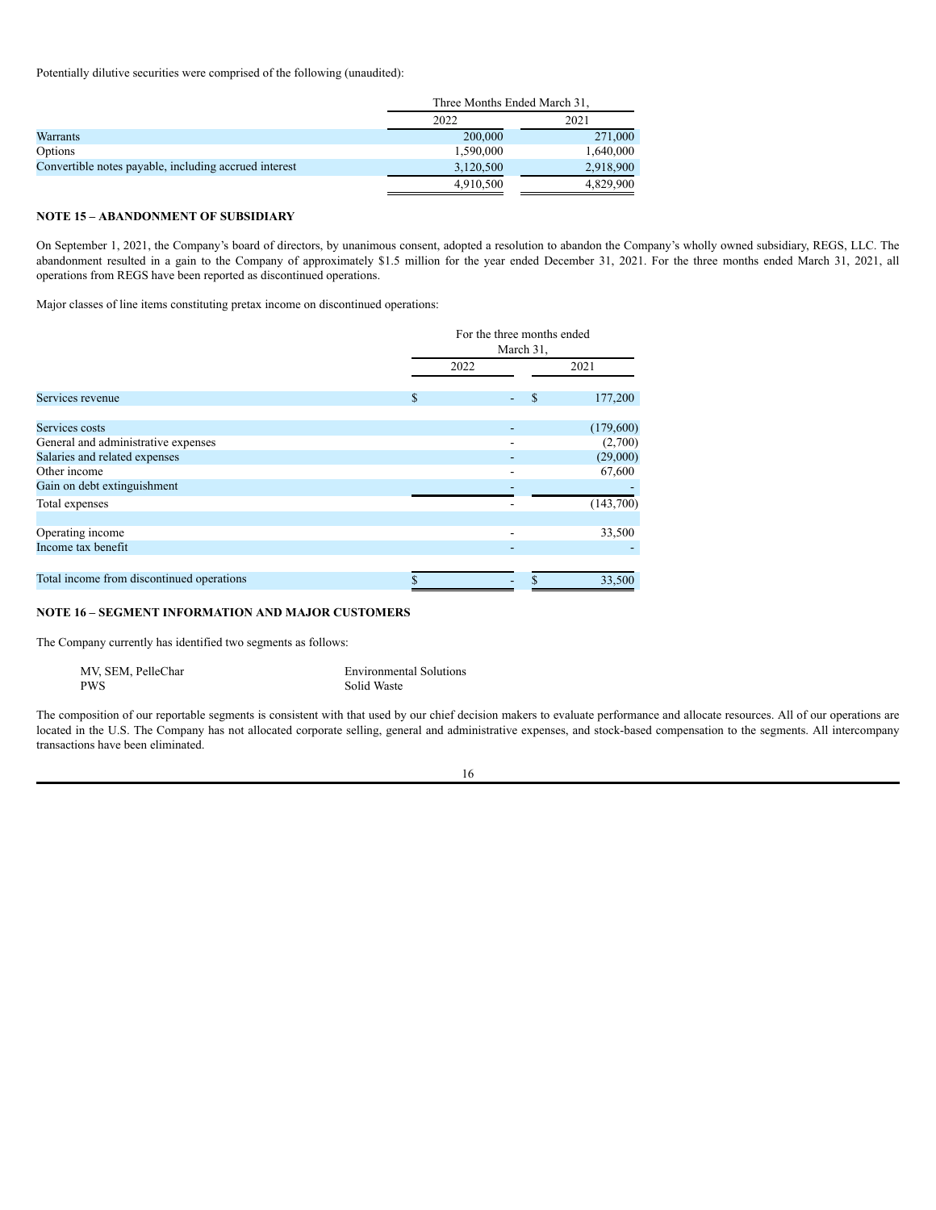Potentially dilutive securities were comprised of the following (unaudited):

| | Three Months Ended March 31, | |
|---|---|---|
| | 2022 | 2021 |
| Warrants | 200,000 | 271,000 |
| Options | 1,590,000 | 1,640,000 |
| Convertible notes payable, including accrued interest | 3,120,500 | 2,918,900 |
| | 4,910,500 | 4,829,900 |

**NOTE 15 – ABANDONMENT OF SUBSIDIARY**

On September 1, 2021, the Company's board of directors, by unanimous consent, adopted a resolution to abandon the Company's wholly owned subsidiary, REGS, LLC. The abandonment resulted in a gain to the Company of approximately $1.5 million for the year ended December 31, 2021. For the three months ended March 31, 2021, all operations from REGS have been reported as discontinued operations.

Major classes of line items constituting pretax income on discontinued operations:

| | For the three months ended March 31, | |
|---|---|---|
| | 2022 | 2021 |
| Services revenue | $ - | $ 177,200 |
| Services costs | - | (179,600) |
| General and administrative expenses | - | (2,700) |
| Salaries and related expenses | - | (29,000) |
| Other income | - | 67,600 |
| Gain on debt extinguishment | - | - |
| Total expenses | - | (143,700) |
| Operating income | - | 33,500 |
| Income tax benefit | - | - |
| Total income from discontinued operations | $ - | $ 33,500 |

**NOTE 16 – SEGMENT INFORMATION AND MAJOR CUSTOMERS**

The Company currently has identified two segments as follows:

| | |
|---|---|
| MV, SEM, PelleChar | Environmental Solutions |
| PWS | Solid Waste |

The composition of our reportable segments is consistent with that used by our chief decision makers to evaluate performance and allocate resources. All of our operations are located in the U.S. The Company has not allocated corporate selling, general and administrative expenses, and stock-based compensation to the segments. All intercompany transactions have been eliminated.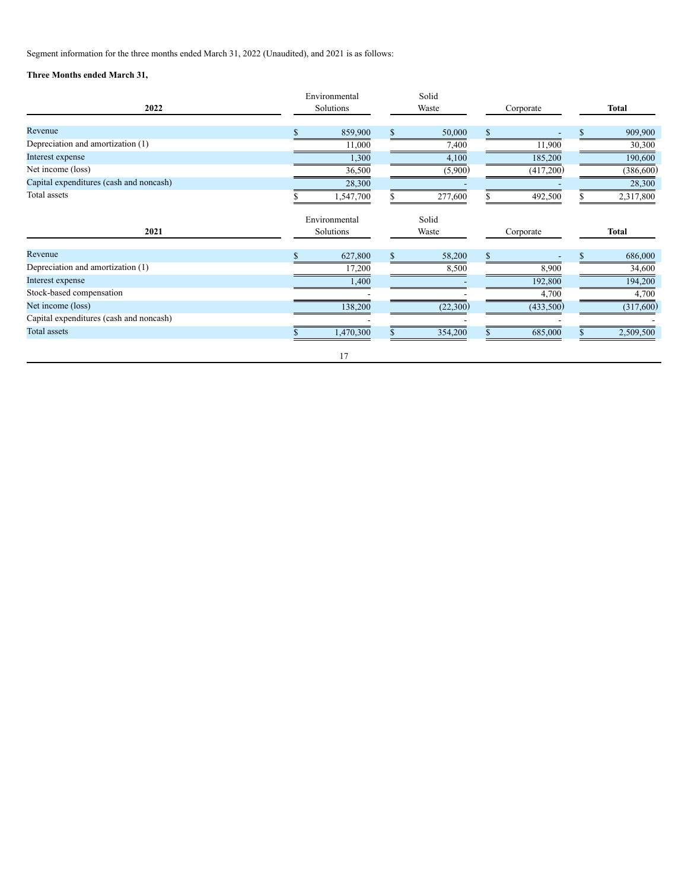Segment information for the three months ended March 31, 2022 (Unaudited), and 2021 is as follows:

**Three Months ended March 31,**

| 2022 | Environmental Solutions | Solid Waste | Corporate | Total |
|---|---|---|---|---|
| Revenue | $ 859,900 | $ 50,000 | $ - | $ 909,900 |
| Depreciation and amortization (1) | 11,000 | 7,400 | 11,900 | 30,300 |
| Interest expense | 1,300 | 4,100 | 185,200 | 190,600 |
| Net income (loss) | 36,500 | (5,900) | (417,200) | (386,600) |
| Capital expenditures (cash and noncash) | 28,300 | - | - | 28,300 |
| Total assets | $ 1,547,700 | $ 277,600 | $ 492,500 | $ 2,317,800 |

| 2021 | Environmental Solutions | Solid Waste | Corporate | Total |
|---|---|---|---|---|
| Revenue | $ 627,800 | $ 58,200 | $ - | $ 686,000 |
| Depreciation and amortization (1) | 17,200 | 8,500 | 8,900 | 34,600 |
| Interest expense | 1,400 | - | 192,800 | 194,200 |
| Stock-based compensation | - | - | 4,700 | 4,700 |
| Net income (loss) | 138,200 | (22,300) | (433,500) | (317,600) |
| Capital expenditures (cash and noncash) | - | - | - | - |
| Total assets | $ 1,470,300 | $ 354,200 | $ 685,000 | $ 2,509,500 |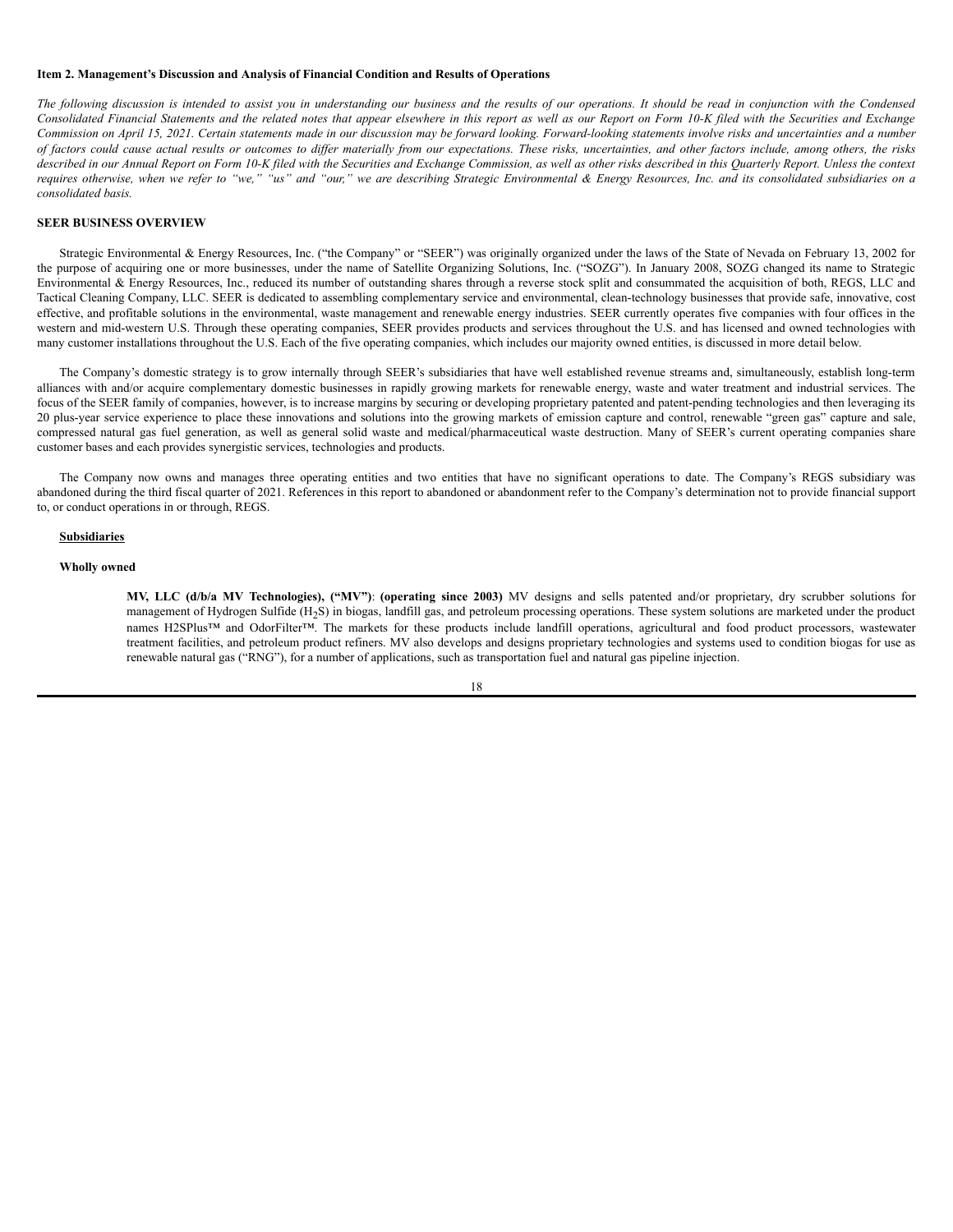**Item 2. Management's Discussion and Analysis of Financial Condition and Results of Operations**

*The following discussion is intended to assist you in understanding our business and the results of our operations. It should be read in conjunction with the Condensed Consolidated Financial Statements and the related notes that appear elsewhere in this report as well as our Report on Form 10-K filed with the Securities and Exchange Commission on April 15, 2021. Certain statements made in our discussion may be forward looking. Forward-looking statements involve risks and uncertainties and a number of factors could cause actual results or outcomes to differ materially from our expectations. These risks, uncertainties, and other factors include, among others, the risks described in our Annual Report on Form 10-K filed with the Securities and Exchange Commission, as well as other risks described in this Quarterly Report. Unless the context requires otherwise, when we refer to "we," "us" and "our," we are describing Strategic Environmental & Energy Resources, Inc. and its consolidated subsidiaries on a consolidated basis.*

**SEER BUSINESS OVERVIEW**

Strategic Environmental & Energy Resources, Inc. ("the Company" or "SEER") was originally organized under the laws of the State of Nevada on February 13, 2002 for the purpose of acquiring one or more businesses, under the name of Satellite Organizing Solutions, Inc. ("SOZG"). In January 2008, SOZG changed its name to Strategic Environmental & Energy Resources, Inc., reduced its number of outstanding shares through a reverse stock split and consummated the acquisition of both, REGS, LLC and Tactical Cleaning Company, LLC. SEER is dedicated to assembling complementary service and environmental, clean-technology businesses that provide safe, innovative, cost effective, and profitable solutions in the environmental, waste management and renewable energy industries. SEER currently operates five companies with four offices in the western and mid-western U.S. Through these operating companies, SEER provides products and services throughout the U.S. and has licensed and owned technologies with many customer installations throughout the U.S. Each of the five operating companies, which includes our majority owned entities, is discussed in more detail below.

The Company's domestic strategy is to grow internally through SEER's subsidiaries that have well established revenue streams and, simultaneously, establish long-term alliances with and/or acquire complementary domestic businesses in rapidly growing markets for renewable energy, waste and water treatment and industrial services. The focus of the SEER family of companies, however, is to increase margins by securing or developing proprietary patented and patent-pending technologies and then leveraging its 20 plus-year service experience to place these innovations and solutions into the growing markets of emission capture and control, renewable "green gas" capture and sale, compressed natural gas fuel generation, as well as general solid waste and medical/pharmaceutical waste destruction. Many of SEER's current operating companies share customer bases and each provides synergistic services, technologies and products.

The Company now owns and manages three operating entities and two entities that have no significant operations to date. The Company's REGS subsidiary was abandoned during the third fiscal quarter of 2021. References in this report to abandoned or abandonment refer to the Company's determination not to provide financial support to, or conduct operations in or through, REGS.

**Subsidiaries**

**Wholly owned**

**MV, LLC (d/b/a MV Technologies), ("MV")**: **(operating since 2003)** MV designs and sells patented and/or proprietary, dry scrubber solutions for management of Hydrogen Sulfide ($H_2S$) in biogas, landfill gas, and petroleum processing operations. These system solutions are marketed under the product names H2SPlus™ and OdorFilter™. The markets for these products include landfill operations, agricultural and food product processors, wastewater treatment facilities, and petroleum product refiners. MV also develops and designs proprietary technologies and systems used to condition biogas for use as renewable natural gas ("RNG"), for a number of applications, such as transportation fuel and natural gas pipeline injection.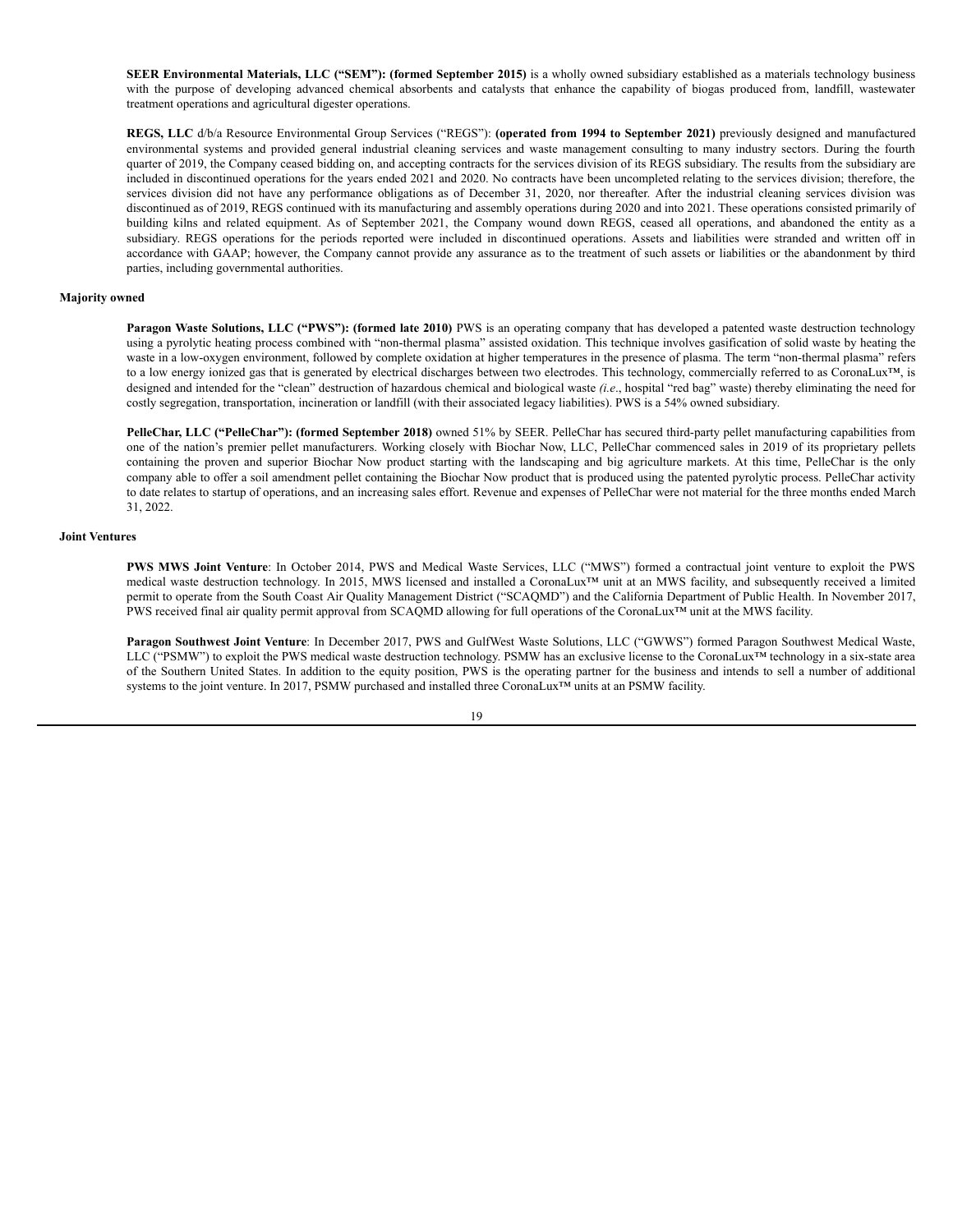**SEER Environmental Materials, LLC ("SEM"): (formed September 2015)** is a wholly owned subsidiary established as a materials technology business with the purpose of developing advanced chemical absorbents and catalysts that enhance the capability of biogas produced from, landfill, wastewater treatment operations and agricultural digester operations.

**REGS, LLC** d/b/a Resource Environmental Group Services ("REGS"): **(operated from 1994 to September 2021)** previously designed and manufactured environmental systems and provided general industrial cleaning services and waste management consulting to many industry sectors. During the fourth quarter of 2019, the Company ceased bidding on, and accepting contracts for the services division of its REGS subsidiary. The results from the subsidiary are included in discontinued operations for the years ended 2021 and 2020. No contracts have been uncompleted relating to the services division; therefore, the services division did not have any performance obligations as of December 31, 2020, nor thereafter. After the industrial cleaning services division was discontinued as of 2019, REGS continued with its manufacturing and assembly operations during 2020 and into 2021. These operations consisted primarily of building kilns and related equipment. As of September 2021, the Company wound down REGS, ceased all operations, and abandoned the entity as a subsidiary. REGS operations for the periods reported were included in discontinued operations. Assets and liabilities were stranded and written off in accordance with GAAP; however, the Company cannot provide any assurance as to the treatment of such assets or liabilities or the abandonment by third parties, including governmental authorities.

**Majority owned**

**Paragon Waste Solutions, LLC ("PWS"): (formed late 2010)** PWS is an operating company that has developed a patented waste destruction technology using a pyrolytic heating process combined with "non-thermal plasma" assisted oxidation. This technique involves gasification of solid waste by heating the waste in a low-oxygen environment, followed by complete oxidation at higher temperatures in the presence of plasma. The term "non-thermal plasma" refers to a low energy ionized gas that is generated by electrical discharges between two electrodes. This technology, commercially referred to as CoronaLux™, is designed and intended for the "clean" destruction of hazardous chemical and biological waste *(i.e*., hospital "red bag" waste) thereby eliminating the need for costly segregation, transportation, incineration or landfill (with their associated legacy liabilities). PWS is a 54% owned subsidiary.

**PelleChar, LLC ("PelleChar"): (formed September 2018)** owned 51% by SEER. PelleChar has secured third-party pellet manufacturing capabilities from one of the nation's premier pellet manufacturers. Working closely with Biochar Now, LLC, PelleChar commenced sales in 2019 of its proprietary pellets containing the proven and superior Biochar Now product starting with the landscaping and big agriculture markets. At this time, PelleChar is the only company able to offer a soil amendment pellet containing the Biochar Now product that is produced using the patented pyrolytic process. PelleChar activity to date relates to startup of operations, and an increasing sales effort. Revenue and expenses of PelleChar were not material for the three months ended March 31, 2022.

**Joint Ventures**

**PWS MWS Joint Venture**: In October 2014, PWS and Medical Waste Services, LLC ("MWS") formed a contractual joint venture to exploit the PWS medical waste destruction technology. In 2015, MWS licensed and installed a CoronaLux™ unit at an MWS facility, and subsequently received a limited permit to operate from the South Coast Air Quality Management District ("SCAQMD") and the California Department of Public Health. In November 2017, PWS received final air quality permit approval from SCAQMD allowing for full operations of the CoronaLux™ unit at the MWS facility.

**Paragon Southwest Joint Venture**: In December 2017, PWS and GulfWest Waste Solutions, LLC ("GWWS") formed Paragon Southwest Medical Waste, LLC ("PSMW") to exploit the PWS medical waste destruction technology. PSMW has an exclusive license to the CoronaLux™ technology in a six-state area of the Southern United States. In addition to the equity position, PWS is the operating partner for the business and intends to sell a number of additional systems to the joint venture. In 2017, PSMW purchased and installed three CoronaLux™ units at an PSMW facility.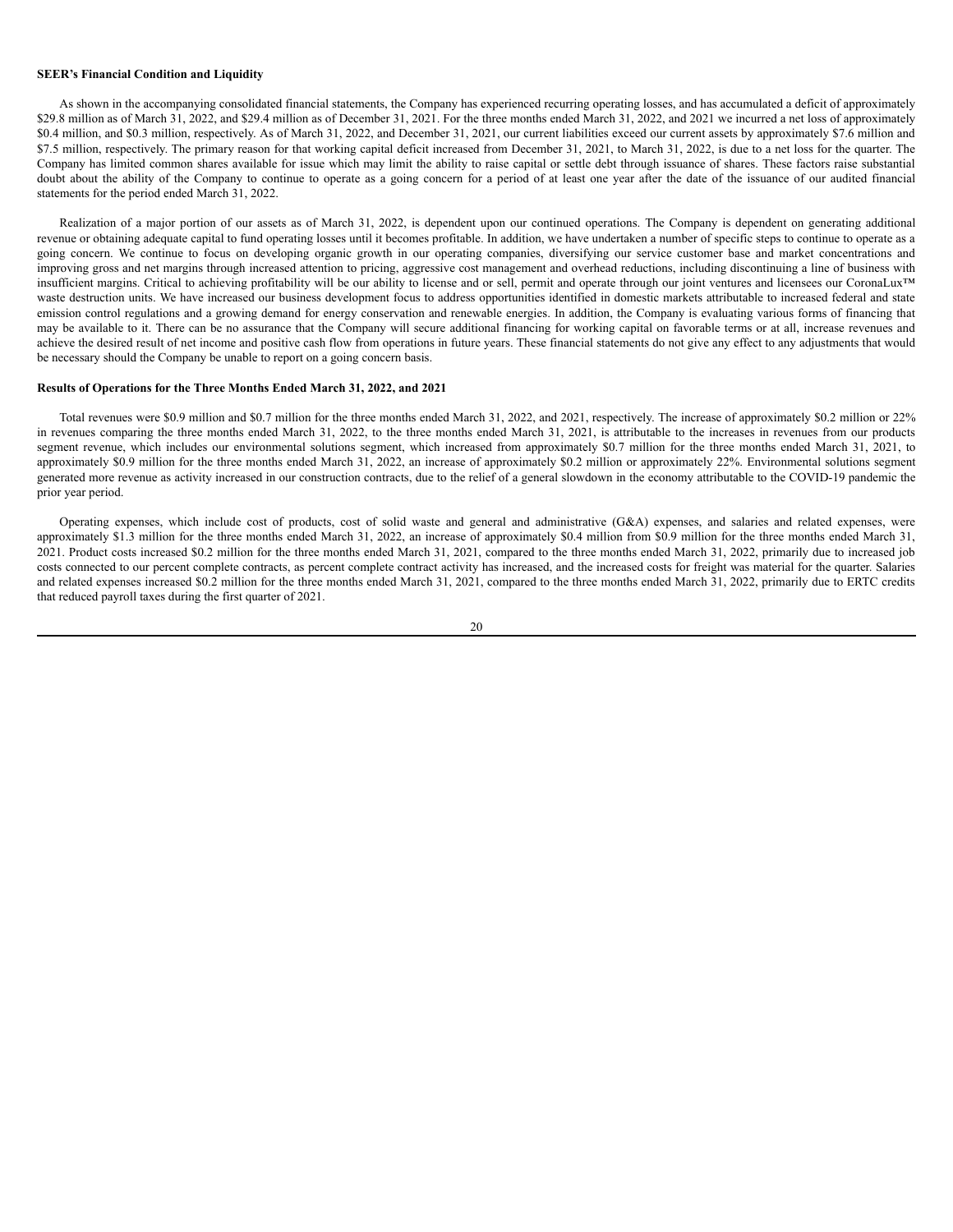**SEER's Financial Condition and Liquidity**

As shown in the accompanying consolidated financial statements, the Company has experienced recurring operating losses, and has accumulated a deficit of approximately $29.8 million as of March 31, 2022, and $29.4 million as of December 31, 2021. For the three months ended March 31, 2022, and 2021 we incurred a net loss of approximately $0.4 million, and $0.3 million, respectively. As of March 31, 2022, and December 31, 2021, our current liabilities exceed our current assets by approximately $7.6 million and $7.5 million, respectively. The primary reason for that working capital deficit increased from December 31, 2021, to March 31, 2022, is due to a net loss for the quarter. The Company has limited common shares available for issue which may limit the ability to raise capital or settle debt through issuance of shares. These factors raise substantial doubt about the ability of the Company to continue to operate as a going concern for a period of at least one year after the date of the issuance of our audited financial statements for the period ended March 31, 2022.

Realization of a major portion of our assets as of March 31, 2022, is dependent upon our continued operations. The Company is dependent on generating additional revenue or obtaining adequate capital to fund operating losses until it becomes profitable. In addition, we have undertaken a number of specific steps to continue to operate as a going concern. We continue to focus on developing organic growth in our operating companies, diversifying our service customer base and market concentrations and improving gross and net margins through increased attention to pricing, aggressive cost management and overhead reductions, including discontinuing a line of business with insufficient margins. Critical to achieving profitability will be our ability to license and or sell, permit and operate through our joint ventures and licensees our CoronaLux™ waste destruction units. We have increased our business development focus to address opportunities identified in domestic markets attributable to increased federal and state emission control regulations and a growing demand for energy conservation and renewable energies. In addition, the Company is evaluating various forms of financing that may be available to it. There can be no assurance that the Company will secure additional financing for working capital on favorable terms or at all, increase revenues and achieve the desired result of net income and positive cash flow from operations in future years. These financial statements do not give any effect to any adjustments that would be necessary should the Company be unable to report on a going concern basis.

**Results of Operations for the Three Months Ended March 31, 2022, and 2021**

Total revenues were $0.9 million and $0.7 million for the three months ended March 31, 2022, and 2021, respectively. The increase of approximately $0.2 million or 22% in revenues comparing the three months ended March 31, 2022, to the three months ended March 31, 2021, is attributable to the increases in revenues from our products segment revenue, which includes our environmental solutions segment, which increased from approximately $0.7 million for the three months ended March 31, 2021, to approximately $0.9 million for the three months ended March 31, 2022, an increase of approximately $0.2 million or approximately 22%. Environmental solutions segment generated more revenue as activity increased in our construction contracts, due to the relief of a general slowdown in the economy attributable to the COVID-19 pandemic the prior year period.

Operating expenses, which include cost of products, cost of solid waste and general and administrative (G&A) expenses, and salaries and related expenses, were approximately $1.3 million for the three months ended March 31, 2022, an increase of approximately $0.4 million from $0.9 million for the three months ended March 31, 2021. Product costs increased $0.2 million for the three months ended March 31, 2021, compared to the three months ended March 31, 2022, primarily due to increased job costs connected to our percent complete contracts, as percent complete contract activity has increased, and the increased costs for freight was material for the quarter. Salaries and related expenses increased $0.2 million for the three months ended March 31, 2021, compared to the three months ended March 31, 2022, primarily due to ERTC credits that reduced payroll taxes during the first quarter of 2021.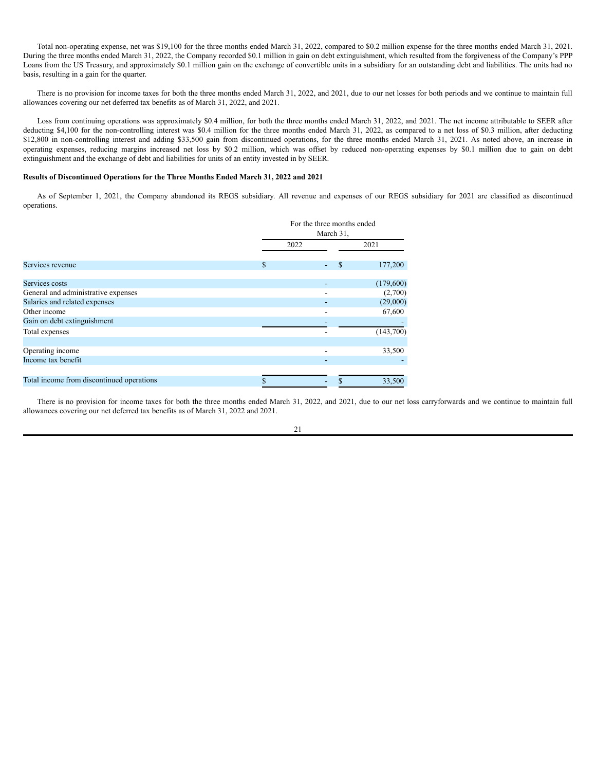Total non-operating expense, net was $19,100 for the three months ended March 31, 2022, compared to $0.2 million expense for the three months ended March 31, 2021. During the three months ended March 31, 2022, the Company recorded $0.1 million in gain on debt extinguishment, which resulted from the forgiveness of the Company's PPP Loans from the US Treasury, and approximately $0.1 million gain on the exchange of convertible units in a subsidiary for an outstanding debt and liabilities. The units had no basis, resulting in a gain for the quarter.

There is no provision for income taxes for both the three months ended March 31, 2022, and 2021, due to our net losses for both periods and we continue to maintain full allowances covering our net deferred tax benefits as of March 31, 2022, and 2021.

Loss from continuing operations was approximately $0.4 million, for both the three months ended March 31, 2022, and 2021. The net income attributable to SEER after deducting $4,100 for the non-controlling interest was $0.4 million for the three months ended March 31, 2022, as compared to a net loss of $0.3 million, after deducting $12,800 in non-controlling interest and adding $33,500 gain from discontinued operations, for the three months ended March 31, 2021. As noted above, an increase in operating expenses, reducing margins increased net loss by $0.2 million, which was offset by reduced non-operating expenses by $0.1 million due to gain on debt extinguishment and the exchange of debt and liabilities for units of an entity invested in by SEER.

**Results of Discontinued Operations for the Three Months Ended March 31, 2022 and 2021**

As of September 1, 2021, the Company abandoned its REGS subsidiary. All revenue and expenses of our REGS subsidiary for 2021 are classified as discontinued operations.

| | For the three months ended March 31, | |
|---|---|---|
| | 2022 | 2021 |
| Services revenue | $ - | $ 177,200 |
| | | |
| Services costs | - | (179,600) |
| General and administrative expenses | - | (2,700) |
| Salaries and related expenses | - | (29,000) |
| Other income | - | 67,600 |
| Gain on debt extinguishment | - | - |
| Total expenses | - | (143,700) |
| | | |
| Operating income | - | 33,500 |
| Income tax benefit | - | - |
| | | |
| Total income from discontinued operations | $ - | $ 33,500 |

There is no provision for income taxes for both the three months ended March 31, 2022, and 2021, due to our net loss carryforwards and we continue to maintain full allowances covering our net deferred tax benefits as of March 31, 2022 and 2021.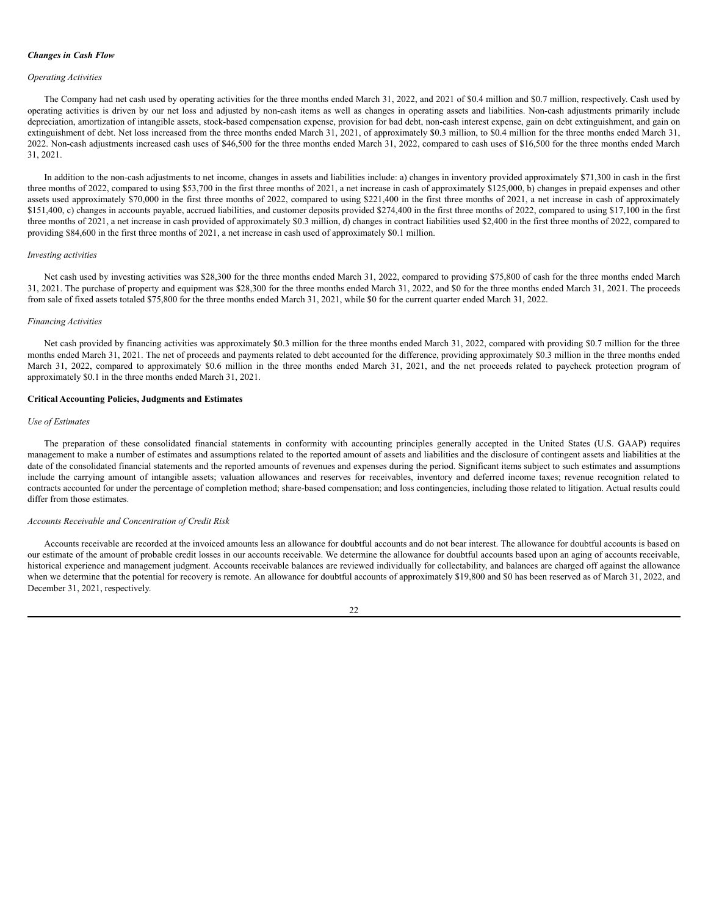***Changes in Cash Flow***

*Operating Activities*

The Company had net cash used by operating activities for the three months ended March 31, 2022, and 2021 of $0.4 million and $0.7 million, respectively. Cash used by operating activities is driven by our net loss and adjusted by non-cash items as well as changes in operating assets and liabilities. Non-cash adjustments primarily include depreciation, amortization of intangible assets, stock-based compensation expense, provision for bad debt, non-cash interest expense, gain on debt extinguishment, and gain on extinguishment of debt. Net loss increased from the three months ended March 31, 2021, of approximately $0.3 million, to $0.4 million for the three months ended March 31, 2022. Non-cash adjustments increased cash uses of $46,500 for the three months ended March 31, 2022, compared to cash uses of $16,500 for the three months ended March 31, 2021.

In addition to the non-cash adjustments to net income, changes in assets and liabilities include: a) changes in inventory provided approximately $71,300 in cash in the first three months of 2022, compared to using $53,700 in the first three months of 2021, a net increase in cash of approximately $125,000, b) changes in prepaid expenses and other assets used approximately $70,000 in the first three months of 2022, compared to using $221,400 in the first three months of 2021, a net increase in cash of approximately $151,400, c) changes in accounts payable, accrued liabilities, and customer deposits provided $274,400 in the first three months of 2022, compared to using $17,100 in the first three months of 2021, a net increase in cash provided of approximately $0.3 million, d) changes in contract liabilities used $2,400 in the first three months of 2022, compared to providing $84,600 in the first three months of 2021, a net increase in cash used of approximately $0.1 million.

*Investing activities*

Net cash used by investing activities was $28,300 for the three months ended March 31, 2022, compared to providing $75,800 of cash for the three months ended March 31, 2021. The purchase of property and equipment was $28,300 for the three months ended March 31, 2022, and $0 for the three months ended March 31, 2021. The proceeds from sale of fixed assets totaled $75,800 for the three months ended March 31, 2021, while $0 for the current quarter ended March 31, 2022.

*Financing Activities*

Net cash provided by financing activities was approximately $0.3 million for the three months ended March 31, 2022, compared with providing $0.7 million for the three months ended March 31, 2021. The net of proceeds and payments related to debt accounted for the difference, providing approximately $0.3 million in the three months ended March 31, 2022, compared to approximately $0.6 million in the three months ended March 31, 2021, and the net proceeds related to paycheck protection program of approximately $0.1 in the three months ended March 31, 2021.

**Critical Accounting Policies, Judgments and Estimates**

*Use of Estimates*

The preparation of these consolidated financial statements in conformity with accounting principles generally accepted in the United States (U.S. GAAP) requires management to make a number of estimates and assumptions related to the reported amount of assets and liabilities and the disclosure of contingent assets and liabilities at the date of the consolidated financial statements and the reported amounts of revenues and expenses during the period. Significant items subject to such estimates and assumptions include the carrying amount of intangible assets; valuation allowances and reserves for receivables, inventory and deferred income taxes; revenue recognition related to contracts accounted for under the percentage of completion method; share-based compensation; and loss contingencies, including those related to litigation. Actual results could differ from those estimates.

*Accounts Receivable and Concentration of Credit Risk*

Accounts receivable are recorded at the invoiced amounts less an allowance for doubtful accounts and do not bear interest. The allowance for doubtful accounts is based on our estimate of the amount of probable credit losses in our accounts receivable. We determine the allowance for doubtful accounts based upon an aging of accounts receivable, historical experience and management judgment. Accounts receivable balances are reviewed individually for collectability, and balances are charged off against the allowance when we determine that the potential for recovery is remote. An allowance for doubtful accounts of approximately $19,800 and $0 has been reserved as of March 31, 2022, and December 31, 2021, respectively.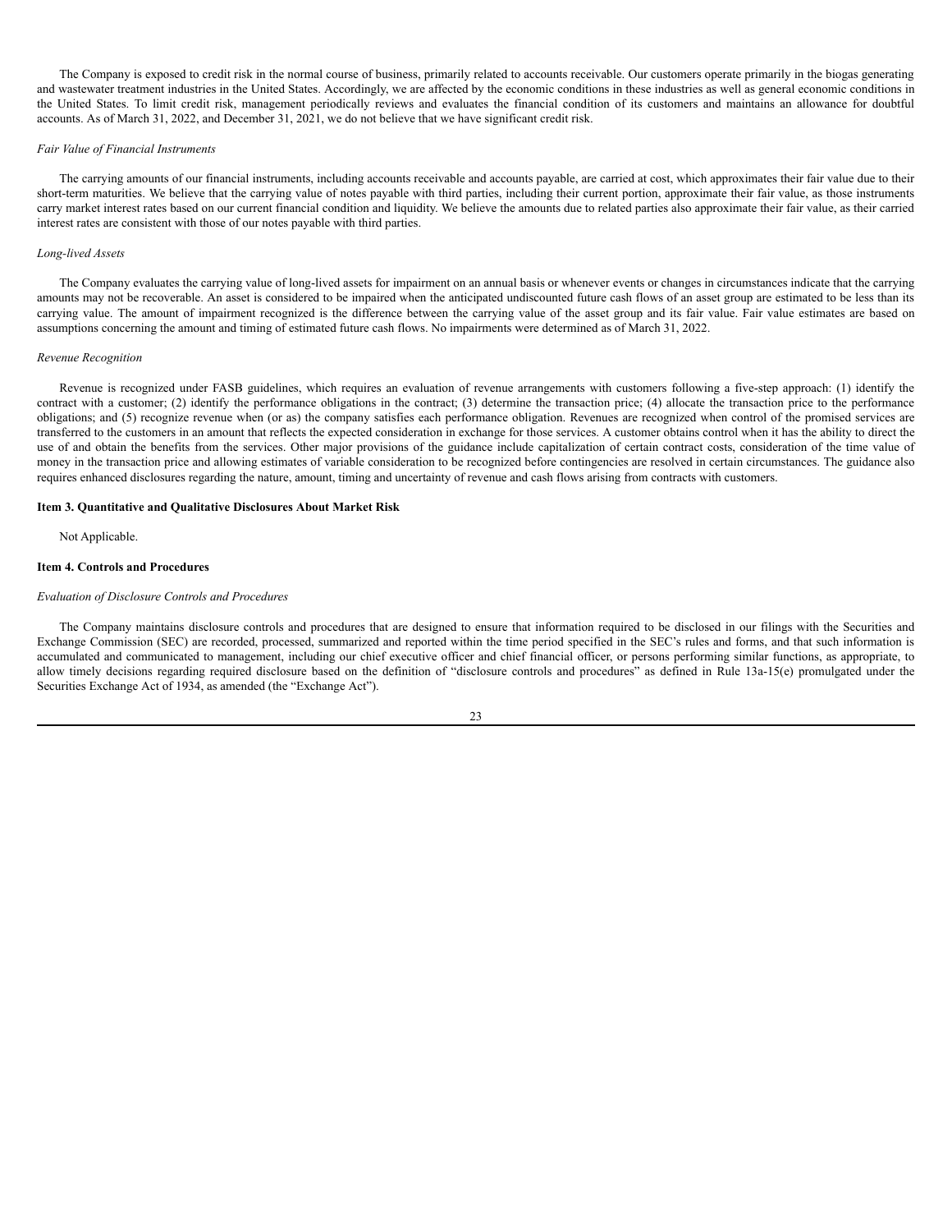The Company is exposed to credit risk in the normal course of business, primarily related to accounts receivable. Our customers operate primarily in the biogas generating and wastewater treatment industries in the United States. Accordingly, we are affected by the economic conditions in these industries as well as general economic conditions in the United States. To limit credit risk, management periodically reviews and evaluates the financial condition of its customers and maintains an allowance for doubtful accounts. As of March 31, 2022, and December 31, 2021, we do not believe that we have significant credit risk.

*Fair Value of Financial Instruments*

The carrying amounts of our financial instruments, including accounts receivable and accounts payable, are carried at cost, which approximates their fair value due to their short-term maturities. We believe that the carrying value of notes payable with third parties, including their current portion, approximate their fair value, as those instruments carry market interest rates based on our current financial condition and liquidity. We believe the amounts due to related parties also approximate their fair value, as their carried interest rates are consistent with those of our notes payable with third parties.

*Long-lived Assets*

The Company evaluates the carrying value of long-lived assets for impairment on an annual basis or whenever events or changes in circumstances indicate that the carrying amounts may not be recoverable. An asset is considered to be impaired when the anticipated undiscounted future cash flows of an asset group are estimated to be less than its carrying value. The amount of impairment recognized is the difference between the carrying value of the asset group and its fair value. Fair value estimates are based on assumptions concerning the amount and timing of estimated future cash flows. No impairments were determined as of March 31, 2022.

*Revenue Recognition*

Revenue is recognized under FASB guidelines, which requires an evaluation of revenue arrangements with customers following a five-step approach: (1) identify the contract with a customer; (2) identify the performance obligations in the contract; (3) determine the transaction price; (4) allocate the transaction price to the performance obligations; and (5) recognize revenue when (or as) the company satisfies each performance obligation. Revenues are recognized when control of the promised services are transferred to the customers in an amount that reflects the expected consideration in exchange for those services. A customer obtains control when it has the ability to direct the use of and obtain the benefits from the services. Other major provisions of the guidance include capitalization of certain contract costs, consideration of the time value of money in the transaction price and allowing estimates of variable consideration to be recognized before contingencies are resolved in certain circumstances. The guidance also requires enhanced disclosures regarding the nature, amount, timing and uncertainty of revenue and cash flows arising from contracts with customers.

**Item 3. Quantitative and Qualitative Disclosures About Market Risk**

Not Applicable.

**Item 4. Controls and Procedures**

*Evaluation of Disclosure Controls and Procedures*

The Company maintains disclosure controls and procedures that are designed to ensure that information required to be disclosed in our filings with the Securities and Exchange Commission (SEC) are recorded, processed, summarized and reported within the time period specified in the SEC's rules and forms, and that such information is accumulated and communicated to management, including our chief executive officer and chief financial officer, or persons performing similar functions, as appropriate, to allow timely decisions regarding required disclosure based on the definition of "disclosure controls and procedures" as defined in Rule 13a-15(e) promulgated under the Securities Exchange Act of 1934, as amended (the "Exchange Act").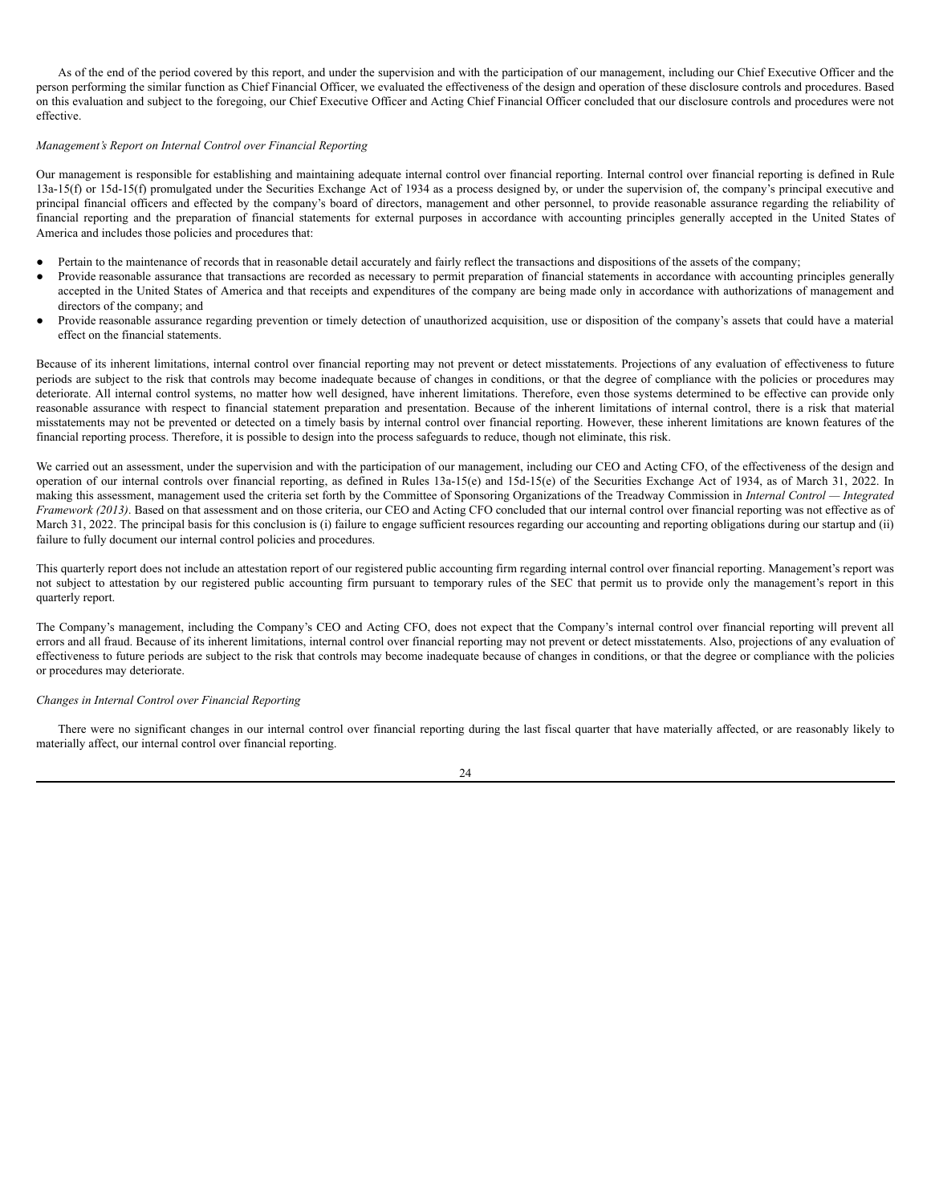As of the end of the period covered by this report, and under the supervision and with the participation of our management, including our Chief Executive Officer and the person performing the similar function as Chief Financial Officer, we evaluated the effectiveness of the design and operation of these disclosure controls and procedures. Based on this evaluation and subject to the foregoing, our Chief Executive Officer and Acting Chief Financial Officer concluded that our disclosure controls and procedures were not effective.

*Management's Report on Internal Control over Financial Reporting*

Our management is responsible for establishing and maintaining adequate internal control over financial reporting. Internal control over financial reporting is defined in Rule 13a-15(f) or 15d-15(f) promulgated under the Securities Exchange Act of 1934 as a process designed by, or under the supervision of, the company's principal executive and principal financial officers and effected by the company's board of directors, management and other personnel, to provide reasonable assurance regarding the reliability of financial reporting and the preparation of financial statements for external purposes in accordance with accounting principles generally accepted in the United States of America and includes those policies and procedures that:

- Pertain to the maintenance of records that in reasonable detail accurately and fairly reflect the transactions and dispositions of the assets of the company;
- Provide reasonable assurance that transactions are recorded as necessary to permit preparation of financial statements in accordance with accounting principles generally accepted in the United States of America and that receipts and expenditures of the company are being made only in accordance with authorizations of management and directors of the company; and
- Provide reasonable assurance regarding prevention or timely detection of unauthorized acquisition, use or disposition of the company's assets that could have a material effect on the financial statements.

Because of its inherent limitations, internal control over financial reporting may not prevent or detect misstatements. Projections of any evaluation of effectiveness to future periods are subject to the risk that controls may become inadequate because of changes in conditions, or that the degree of compliance with the policies or procedures may deteriorate. All internal control systems, no matter how well designed, have inherent limitations. Therefore, even those systems determined to be effective can provide only reasonable assurance with respect to financial statement preparation and presentation. Because of the inherent limitations of internal control, there is a risk that material misstatements may not be prevented or detected on a timely basis by internal control over financial reporting. However, these inherent limitations are known features of the financial reporting process. Therefore, it is possible to design into the process safeguards to reduce, though not eliminate, this risk.

We carried out an assessment, under the supervision and with the participation of our management, including our CEO and Acting CFO, of the effectiveness of the design and operation of our internal controls over financial reporting, as defined in Rules 13a-15(e) and 15d-15(e) of the Securities Exchange Act of 1934, as of March 31, 2022. In making this assessment, management used the criteria set forth by the Committee of Sponsoring Organizations of the Treadway Commission in *Internal Control — Integrated Framework (2013)*. Based on that assessment and on those criteria, our CEO and Acting CFO concluded that our internal control over financial reporting was not effective as of March 31, 2022. The principal basis for this conclusion is (i) failure to engage sufficient resources regarding our accounting and reporting obligations during our startup and (ii) failure to fully document our internal control policies and procedures.

This quarterly report does not include an attestation report of our registered public accounting firm regarding internal control over financial reporting. Management's report was not subject to attestation by our registered public accounting firm pursuant to temporary rules of the SEC that permit us to provide only the management's report in this quarterly report.

The Company's management, including the Company's CEO and Acting CFO, does not expect that the Company's internal control over financial reporting will prevent all errors and all fraud. Because of its inherent limitations, internal control over financial reporting may not prevent or detect misstatements. Also, projections of any evaluation of effectiveness to future periods are subject to the risk that controls may become inadequate because of changes in conditions, or that the degree or compliance with the policies or procedures may deteriorate.

*Changes in Internal Control over Financial Reporting*

There were no significant changes in our internal control over financial reporting during the last fiscal quarter that have materially affected, or are reasonably likely to materially affect, our internal control over financial reporting.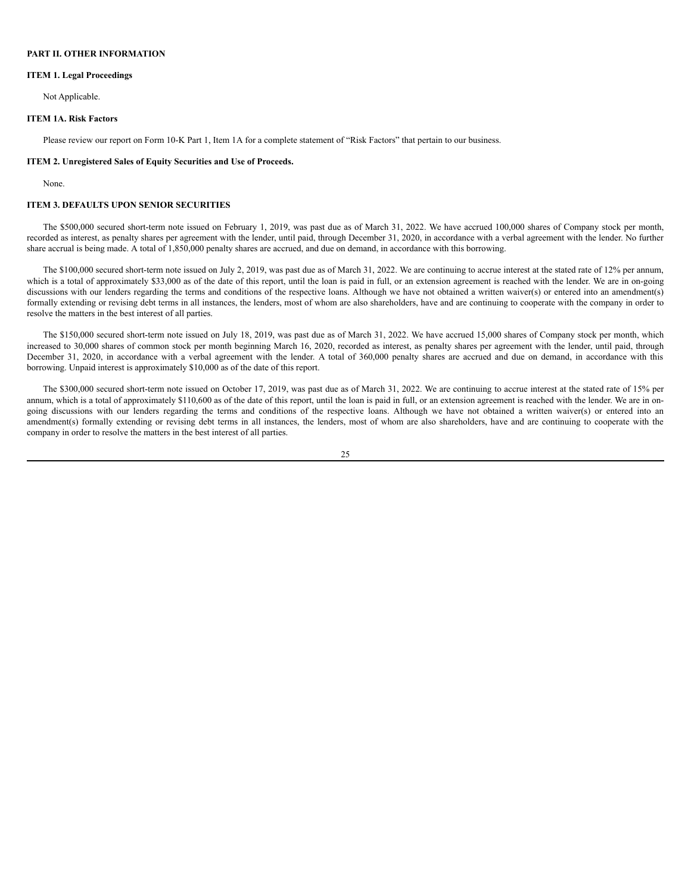## PART II. OTHER INFORMATION

### ITEM 1. Legal Proceedings

Not Applicable.

### ITEM 1A. Risk Factors

Please review our report on Form 10-K Part 1, Item 1A for a complete statement of "Risk Factors" that pertain to our business.

### ITEM 2. Unregistered Sales of Equity Securities and Use of Proceeds.

None.

### ITEM 3. DEFAULTS UPON SENIOR SECURITIES

The $500,000 secured short-term note issued on February 1, 2019, was past due as of March 31, 2022. We have accrued 100,000 shares of Company stock per month, recorded as interest, as penalty shares per agreement with the lender, until paid, through December 31, 2020, in accordance with a verbal agreement with the lender. No further share accrual is being made. A total of 1,850,000 penalty shares are accrued, and due on demand, in accordance with this borrowing.

The $100,000 secured short-term note issued on July 2, 2019, was past due as of March 31, 2022. We are continuing to accrue interest at the stated rate of 12% per annum, which is a total of approximately $33,000 as of the date of this report, until the loan is paid in full, or an extension agreement is reached with the lender. We are in on-going discussions with our lenders regarding the terms and conditions of the respective loans. Although we have not obtained a written waiver(s) or entered into an amendment(s) formally extending or revising debt terms in all instances, the lenders, most of whom are also shareholders, have and are continuing to cooperate with the company in order to resolve the matters in the best interest of all parties.

The $150,000 secured short-term note issued on July 18, 2019, was past due as of March 31, 2022. We have accrued 15,000 shares of Company stock per month, which increased to 30,000 shares of common stock per month beginning March 16, 2020, recorded as interest, as penalty shares per agreement with the lender, until paid, through December 31, 2020, in accordance with a verbal agreement with the lender. A total of 360,000 penalty shares are accrued and due on demand, in accordance with this borrowing. Unpaid interest is approximately $10,000 as of the date of this report.

The $300,000 secured short-term note issued on October 17, 2019, was past due as of March 31, 2022. We are continuing to accrue interest at the stated rate of 15% per annum, which is a total of approximately $110,600 as of the date of this report, until the loan is paid in full, or an extension agreement is reached with the lender. We are in on-going discussions with our lenders regarding the terms and conditions of the respective loans. Although we have not obtained a written waiver(s) or entered into an amendment(s) formally extending or revising debt terms in all instances, the lenders, most of whom are also shareholders, have and are continuing to cooperate with the company in order to resolve the matters in the best interest of all parties.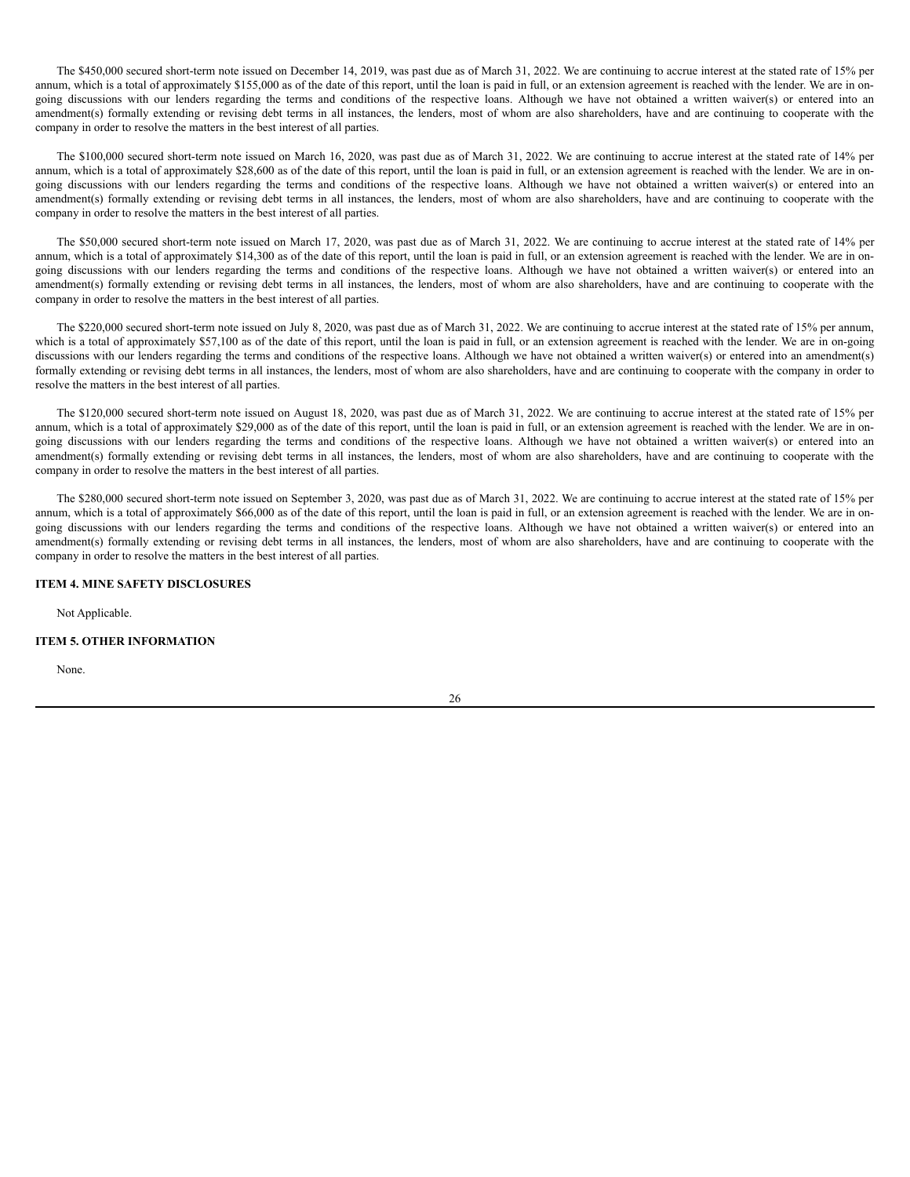The $450,000 secured short-term note issued on December 14, 2019, was past due as of March 31, 2022. We are continuing to accrue interest at the stated rate of 15% per annum, which is a total of approximately $155,000 as of the date of this report, until the loan is paid in full, or an extension agreement is reached with the lender. We are in on-going discussions with our lenders regarding the terms and conditions of the respective loans. Although we have not obtained a written waiver(s) or entered into an amendment(s) formally extending or revising debt terms in all instances, the lenders, most of whom are also shareholders, have and are continuing to cooperate with the company in order to resolve the matters in the best interest of all parties.

The $100,000 secured short-term note issued on March 16, 2020, was past due as of March 31, 2022. We are continuing to accrue interest at the stated rate of 14% per annum, which is a total of approximately $28,600 as of the date of this report, until the loan is paid in full, or an extension agreement is reached with the lender. We are in on-going discussions with our lenders regarding the terms and conditions of the respective loans. Although we have not obtained a written waiver(s) or entered into an amendment(s) formally extending or revising debt terms in all instances, the lenders, most of whom are also shareholders, have and are continuing to cooperate with the company in order to resolve the matters in the best interest of all parties.

The $50,000 secured short-term note issued on March 17, 2020, was past due as of March 31, 2022. We are continuing to accrue interest at the stated rate of 14% per annum, which is a total of approximately $14,300 as of the date of this report, until the loan is paid in full, or an extension agreement is reached with the lender. We are in on-going discussions with our lenders regarding the terms and conditions of the respective loans. Although we have not obtained a written waiver(s) or entered into an amendment(s) formally extending or revising debt terms in all instances, the lenders, most of whom are also shareholders, have and are continuing to cooperate with the company in order to resolve the matters in the best interest of all parties.

The $220,000 secured short-term note issued on July 8, 2020, was past due as of March 31, 2022. We are continuing to accrue interest at the stated rate of 15% per annum, which is a total of approximately $57,100 as of the date of this report, until the loan is paid in full, or an extension agreement is reached with the lender. We are in on-going discussions with our lenders regarding the terms and conditions of the respective loans. Although we have not obtained a written waiver(s) or entered into an amendment(s) formally extending or revising debt terms in all instances, the lenders, most of whom are also shareholders, have and are continuing to cooperate with the company in order to resolve the matters in the best interest of all parties.

The $120,000 secured short-term note issued on August 18, 2020, was past due as of March 31, 2022. We are continuing to accrue interest at the stated rate of 15% per annum, which is a total of approximately $29,000 as of the date of this report, until the loan is paid in full, or an extension agreement is reached with the lender. We are in on-going discussions with our lenders regarding the terms and conditions of the respective loans. Although we have not obtained a written waiver(s) or entered into an amendment(s) formally extending or revising debt terms in all instances, the lenders, most of whom are also shareholders, have and are continuing to cooperate with the company in order to resolve the matters in the best interest of all parties.

The $280,000 secured short-term note issued on September 3, 2020, was past due as of March 31, 2022. We are continuing to accrue interest at the stated rate of 15% per annum, which is a total of approximately $66,000 as of the date of this report, until the loan is paid in full, or an extension agreement is reached with the lender. We are in on-going discussions with our lenders regarding the terms and conditions of the respective loans. Although we have not obtained a written waiver(s) or entered into an amendment(s) formally extending or revising debt terms in all instances, the lenders, most of whom are also shareholders, have and are continuing to cooperate with the company in order to resolve the matters in the best interest of all parties.

## ITEM 4. MINE SAFETY DISCLOSURES

Not Applicable.

## ITEM 5. OTHER INFORMATION

None.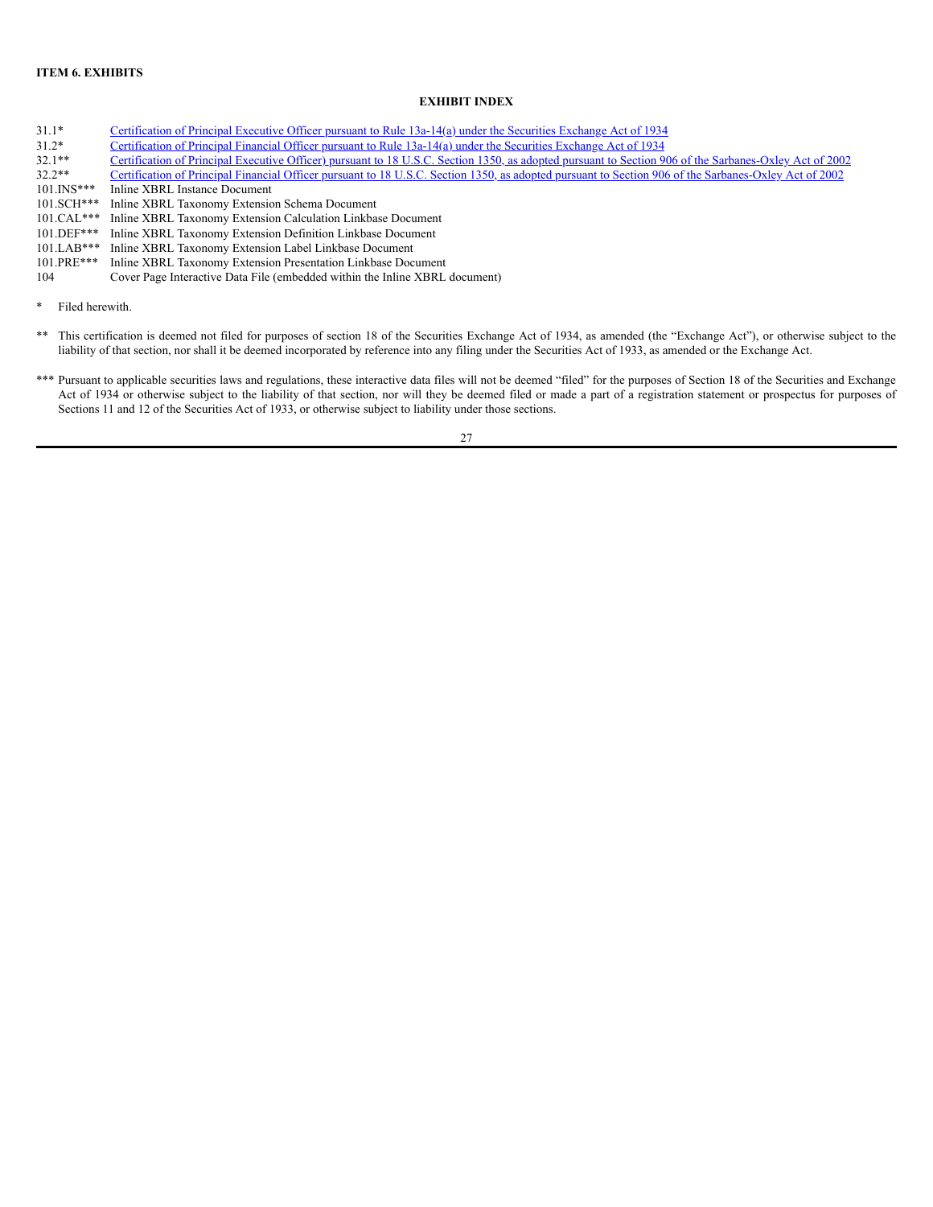**ITEM 6. EXHIBITS**

**EXHIBIT INDEX**

| | |
|---|---|
| 31.1* | Certification of Principal Executive Officer pursuant to Rule 13a-14(a) under the Securities Exchange Act of 1934 |
| 31.2* | Certification of Principal Financial Officer pursuant to Rule 13a-14(a) under the Securities Exchange Act of 1934 |
| 32.1** | Certification of Principal Executive Officer) pursuant to 18 U.S.C. Section 1350, as adopted pursuant to Section 906 of the Sarbanes-Oxley Act of 2002 |
| 32.2** | Certification of Principal Financial Officer pursuant to 18 U.S.C. Section 1350, as adopted pursuant to Section 906 of the Sarbanes-Oxley Act of 2002 |
| 101.INS*** | Inline XBRL Instance Document |
| 101.SCH*** | Inline XBRL Taxonomy Extension Schema Document |
| 101.CAL*** | Inline XBRL Taxonomy Extension Calculation Linkbase Document |
| 101.DEF*** | Inline XBRL Taxonomy Extension Definition Linkbase Document |
| 101.LAB*** | Inline XBRL Taxonomy Extension Label Linkbase Document |
| 101.PRE*** | Inline XBRL Taxonomy Extension Presentation Linkbase Document |
| 104 | Cover Page Interactive Data File (embedded within the Inline XBRL document) |

\* Filed herewith.

\*\* This certification is deemed not filed for purposes of section 18 of the Securities Exchange Act of 1934, as amended (the "Exchange Act"), or otherwise subject to the liability of that section, nor shall it be deemed incorporated by reference into any filing under the Securities Act of 1933, as amended or the Exchange Act.

\*\*\* Pursuant to applicable securities laws and regulations, these interactive data files will not be deemed "filed" for the purposes of Section 18 of the Securities and Exchange Act of 1934 or otherwise subject to the liability of that section, nor will they be deemed filed or made a part of a registration statement or prospectus for purposes of Sections 11 and 12 of the Securities Act of 1933, or otherwise subject to liability under those sections.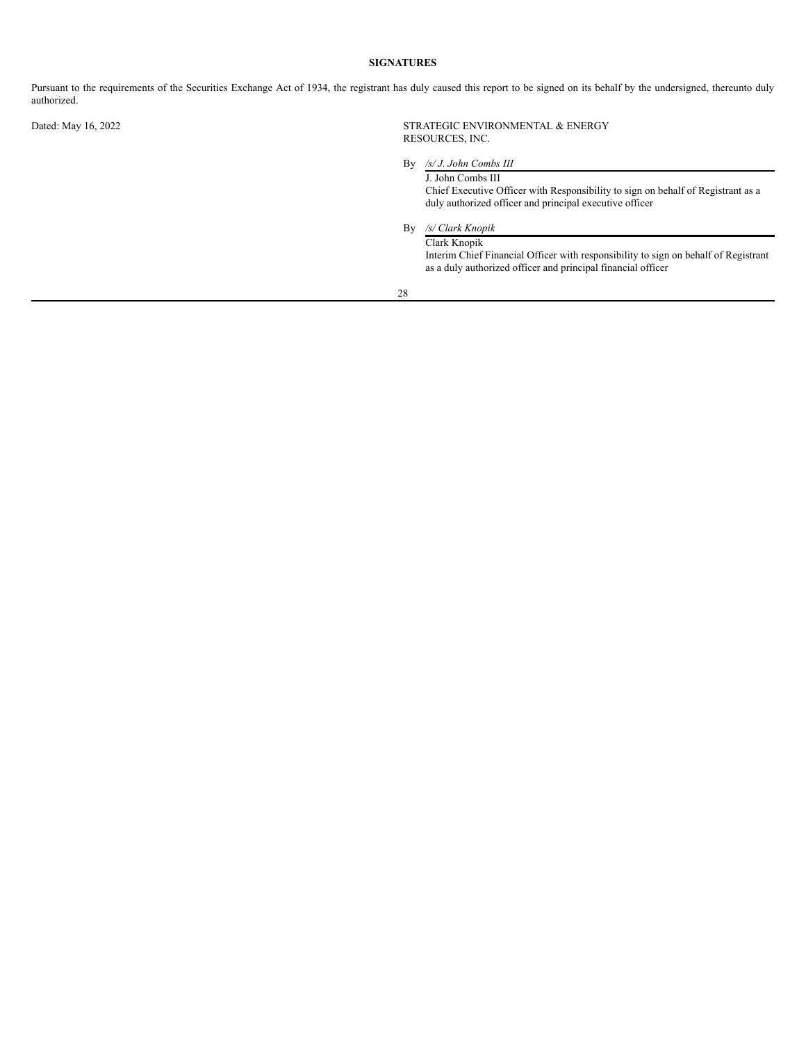**SIGNATURES**

Pursuant to the requirements of the Securities Exchange Act of 1934, the registrant has duly caused this report to be signed on its behalf by the undersigned, thereunto duly authorized.

Dated: May 16, 2022

STRATEGIC ENVIRONMENTAL & ENERGY RESOURCES, INC.

By *_/s/ J. John Combs III_*

J. John Combs III
Chief Executive Officer with Responsibility to sign on behalf of Registrant as a duly authorized officer and principal executive officer

By *_/s/ Clark Knopik_*

Clark Knopik
Interim Chief Financial Officer with responsibility to sign on behalf of Registrant as a duly authorized officer and principal financial officer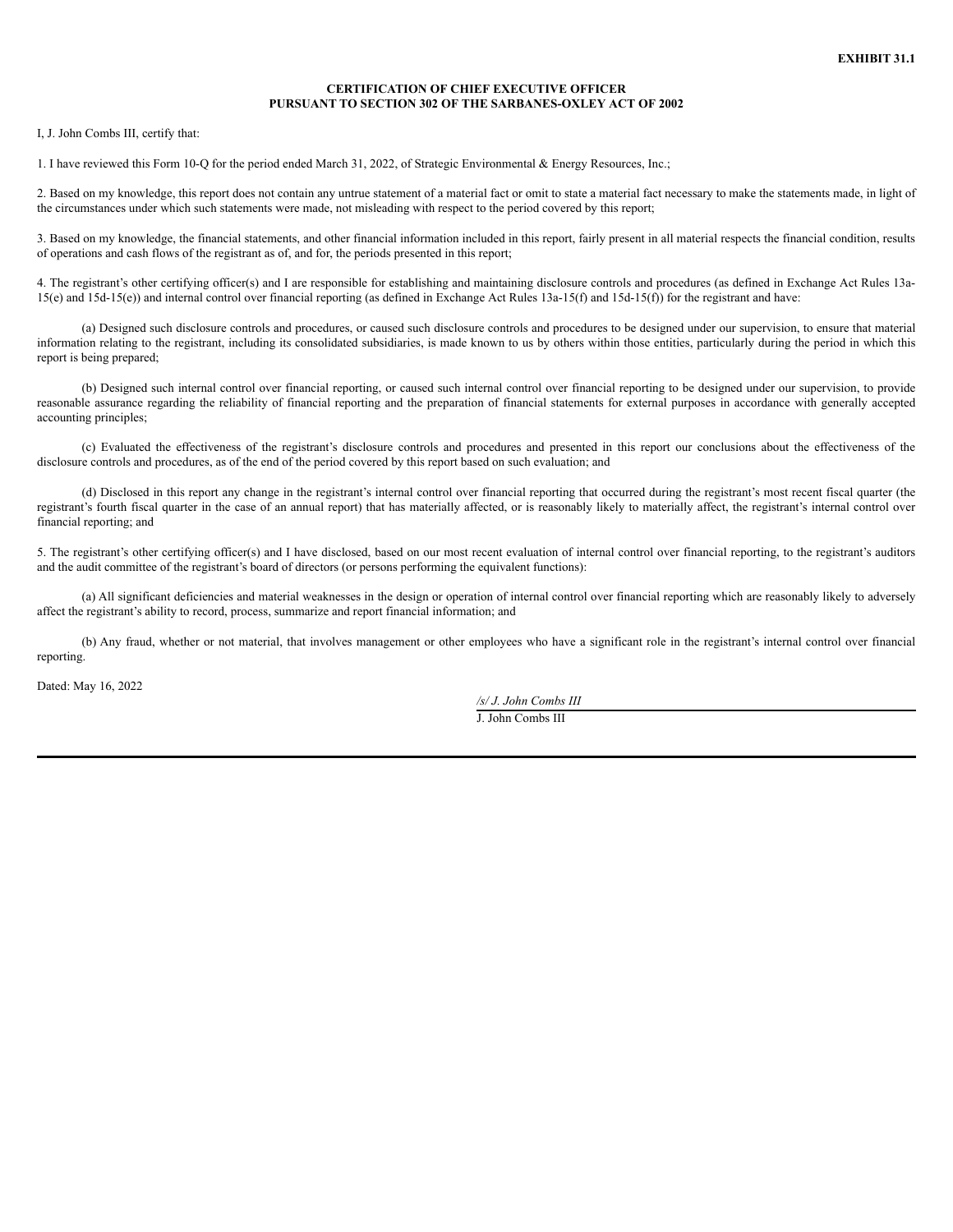**EXHIBIT 31.1**

**CERTIFICATION OF CHIEF EXECUTIVE OFFICER**
**PURSUANT TO SECTION 302 OF THE SARBANES-OXLEY ACT OF 2002**

I, J. John Combs III, certify that:

1. I have reviewed this Form 10-Q for the period ended March 31, 2022, of Strategic Environmental & Energy Resources, Inc.;

2. Based on my knowledge, this report does not contain any untrue statement of a material fact or omit to state a material fact necessary to make the statements made, in light of the circumstances under which such statements were made, not misleading with respect to the period covered by this report;

3. Based on my knowledge, the financial statements, and other financial information included in this report, fairly present in all material respects the financial condition, results of operations and cash flows of the registrant as of, and for, the periods presented in this report;

4. The registrant's other certifying officer(s) and I are responsible for establishing and maintaining disclosure controls and procedures (as defined in Exchange Act Rules 13a-15(e) and 15d-15(e)) and internal control over financial reporting (as defined in Exchange Act Rules 13a-15(f) and 15d-15(f)) for the registrant and have:

(a) Designed such disclosure controls and procedures, or caused such disclosure controls and procedures to be designed under our supervision, to ensure that material information relating to the registrant, including its consolidated subsidiaries, is made known to us by others within those entities, particularly during the period in which this report is being prepared;

(b) Designed such internal control over financial reporting, or caused such internal control over financial reporting to be designed under our supervision, to provide reasonable assurance regarding the reliability of financial reporting and the preparation of financial statements for external purposes in accordance with generally accepted accounting principles;

(c) Evaluated the effectiveness of the registrant's disclosure controls and procedures and presented in this report our conclusions about the effectiveness of the disclosure controls and procedures, as of the end of the period covered by this report based on such evaluation; and

(d) Disclosed in this report any change in the registrant's internal control over financial reporting that occurred during the registrant's most recent fiscal quarter (the registrant's fourth fiscal quarter in the case of an annual report) that has materially affected, or is reasonably likely to materially affect, the registrant's internal control over financial reporting; and

5. The registrant's other certifying officer(s) and I have disclosed, based on our most recent evaluation of internal control over financial reporting, to the registrant's auditors and the audit committee of the registrant's board of directors (or persons performing the equivalent functions):

(a) All significant deficiencies and material weaknesses in the design or operation of internal control over financial reporting which are reasonably likely to adversely affect the registrant's ability to record, process, summarize and report financial information; and

(b) Any fraud, whether or not material, that involves management or other employees who have a significant role in the registrant's internal control over financial reporting.

Dated: May 16, 2022

*/s/ J. John Combs III*
J. John Combs III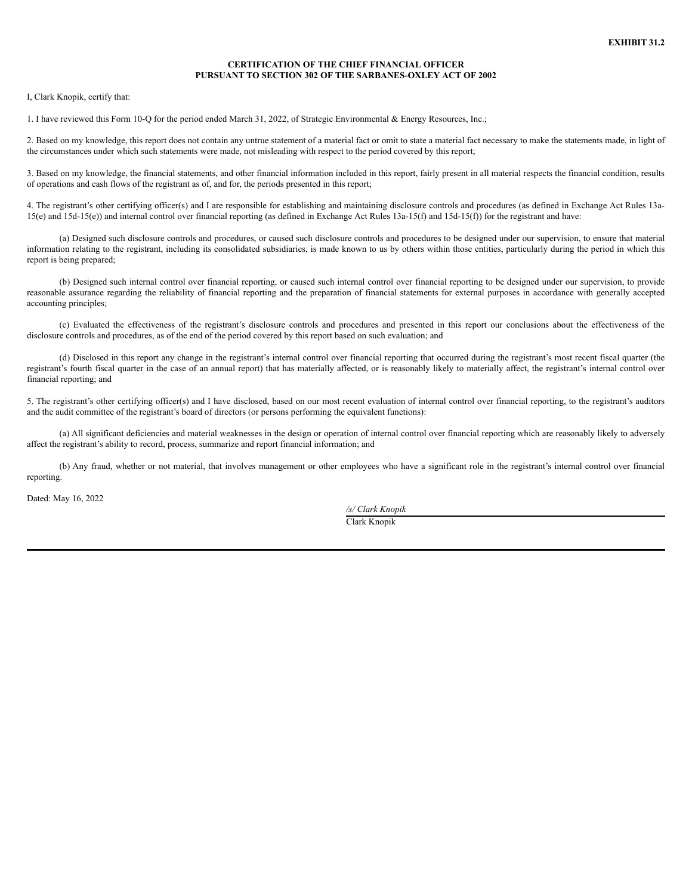**EXHIBIT 31.2**

**CERTIFICATION OF THE CHIEF FINANCIAL OFFICER**
**PURSUANT TO SECTION 302 OF THE SARBANES-OXLEY ACT OF 2002**

I, Clark Knopik, certify that:

1. I have reviewed this Form 10-Q for the period ended March 31, 2022, of Strategic Environmental & Energy Resources, Inc.;

2. Based on my knowledge, this report does not contain any untrue statement of a material fact or omit to state a material fact necessary to make the statements made, in light of the circumstances under which such statements were made, not misleading with respect to the period covered by this report;

3. Based on my knowledge, the financial statements, and other financial information included in this report, fairly present in all material respects the financial condition, results of operations and cash flows of the registrant as of, and for, the periods presented in this report;

4. The registrant's other certifying officer(s) and I are responsible for establishing and maintaining disclosure controls and procedures (as defined in Exchange Act Rules 13a-15(e) and 15d-15(e)) and internal control over financial reporting (as defined in Exchange Act Rules 13a-15(f) and 15d-15(f)) for the registrant and have:

(a) Designed such disclosure controls and procedures, or caused such disclosure controls and procedures to be designed under our supervision, to ensure that material information relating to the registrant, including its consolidated subsidiaries, is made known to us by others within those entities, particularly during the period in which this report is being prepared;

(b) Designed such internal control over financial reporting, or caused such internal control over financial reporting to be designed under our supervision, to provide reasonable assurance regarding the reliability of financial reporting and the preparation of financial statements for external purposes in accordance with generally accepted accounting principles;

(c) Evaluated the effectiveness of the registrant's disclosure controls and procedures and presented in this report our conclusions about the effectiveness of the disclosure controls and procedures, as of the end of the period covered by this report based on such evaluation; and

(d) Disclosed in this report any change in the registrant's internal control over financial reporting that occurred during the registrant's most recent fiscal quarter (the registrant's fourth fiscal quarter in the case of an annual report) that has materially affected, or is reasonably likely to materially affect, the registrant's internal control over financial reporting; and

5. The registrant's other certifying officer(s) and I have disclosed, based on our most recent evaluation of internal control over financial reporting, to the registrant's auditors and the audit committee of the registrant's board of directors (or persons performing the equivalent functions):

(a) All significant deficiencies and material weaknesses in the design or operation of internal control over financial reporting which are reasonably likely to adversely affect the registrant's ability to record, process, summarize and report financial information; and

(b) Any fraud, whether or not material, that involves management or other employees who have a significant role in the registrant's internal control over financial reporting.

Dated: May 16, 2022

*/s/ Clark Knopik*
Clark Knopik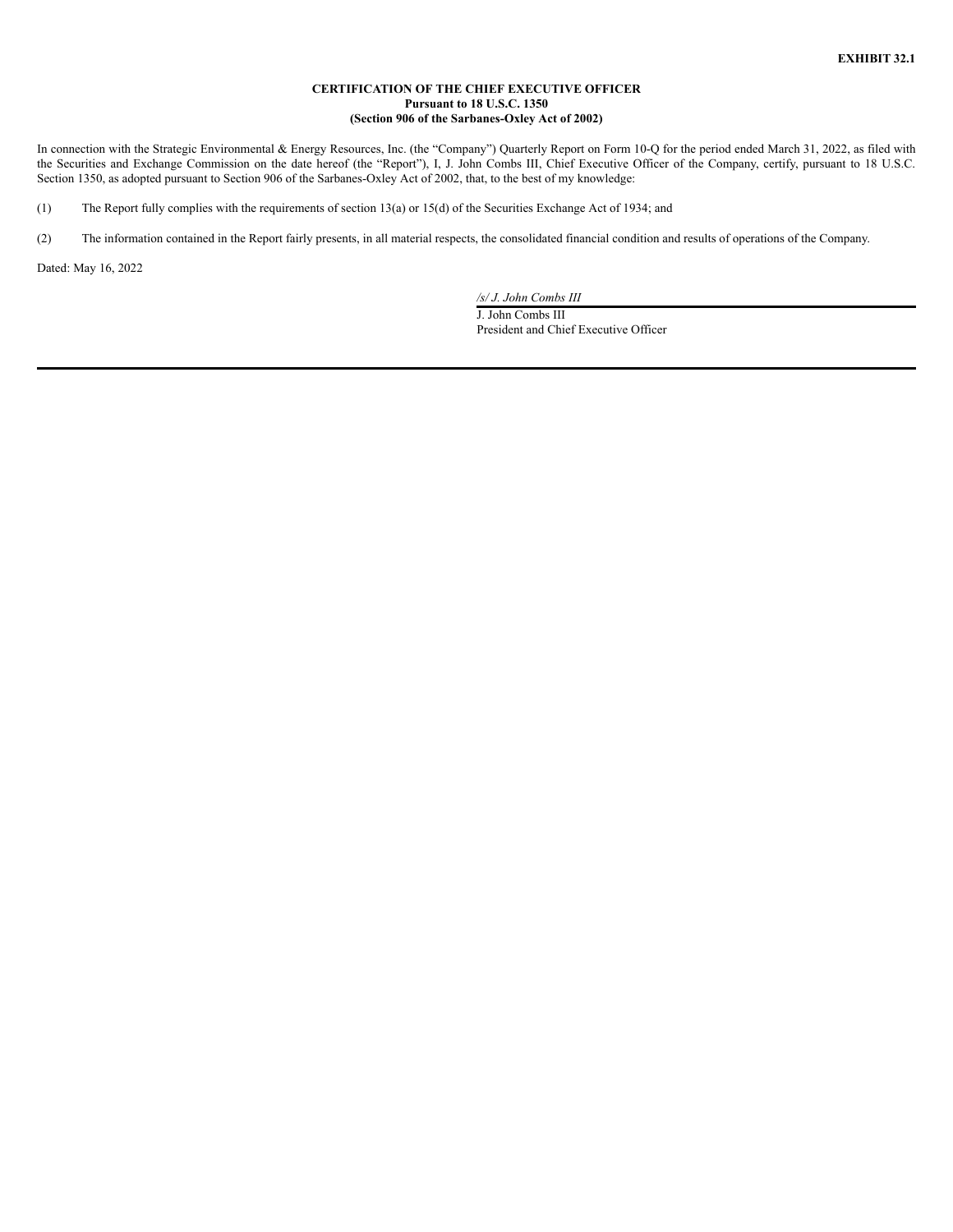**EXHIBIT 32.1**

**CERTIFICATION OF THE CHIEF EXECUTIVE OFFICER**
**Pursuant to 18 U.S.C. 1350**
**(Section 906 of the Sarbanes-Oxley Act of 2002)**

In connection with the Strategic Environmental & Energy Resources, Inc. (the "Company") Quarterly Report on Form 10-Q for the period ended March 31, 2022, as filed with the Securities and Exchange Commission on the date hereof (the "Report"), I, J. John Combs III, Chief Executive Officer of the Company, certify, pursuant to 18 U.S.C. Section 1350, as adopted pursuant to Section 906 of the Sarbanes-Oxley Act of 2002, that, to the best of my knowledge:

(1) The Report fully complies with the requirements of section 13(a) or 15(d) of the Securities Exchange Act of 1934; and

(2) The information contained in the Report fairly presents, in all material respects, the consolidated financial condition and results of operations of the Company.

Dated: May 16, 2022

*/s/ J. John Combs III*

J. John Combs III
President and Chief Executive Officer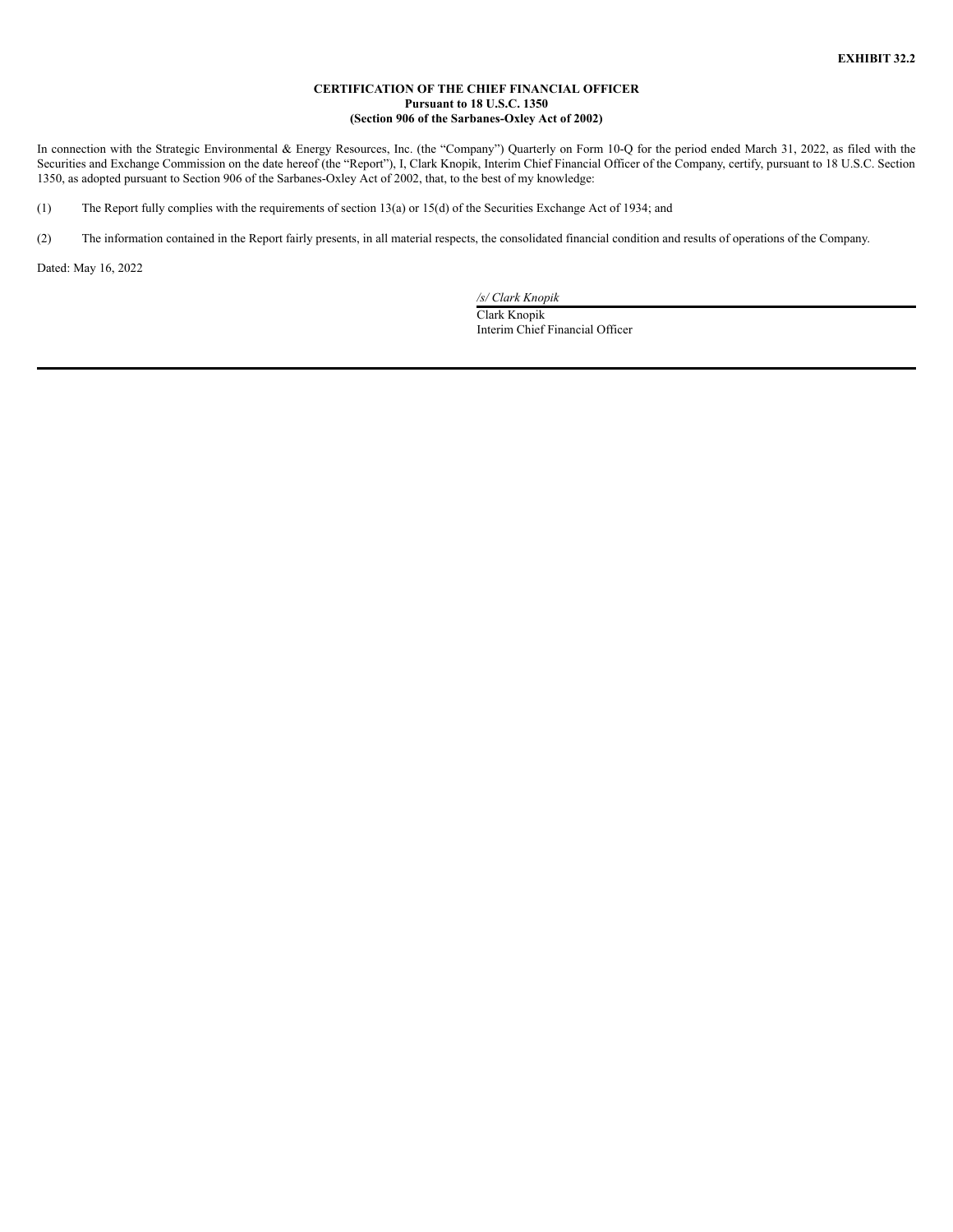**EXHIBIT 32.2**

**CERTIFICATION OF THE CHIEF FINANCIAL OFFICER**
**Pursuant to 18 U.S.C. 1350**
**(Section 906 of the Sarbanes-Oxley Act of 2002)**

In connection with the Strategic Environmental & Energy Resources, Inc. (the "Company") Quarterly on Form 10-Q for the period ended March 31, 2022, as filed with the Securities and Exchange Commission on the date hereof (the "Report"), I, Clark Knopik, Interim Chief Financial Officer of the Company, certify, pursuant to 18 U.S.C. Section 1350, as adopted pursuant to Section 906 of the Sarbanes-Oxley Act of 2002, that, to the best of my knowledge:

(1) The Report fully complies with the requirements of section 13(a) or 15(d) of the Securities Exchange Act of 1934; and

(2) The information contained in the Report fairly presents, in all material respects, the consolidated financial condition and results of operations of the Company.

Dated: May 16, 2022

*/s/ Clark Knopik*
Clark Knopik
Interim Chief Financial Officer